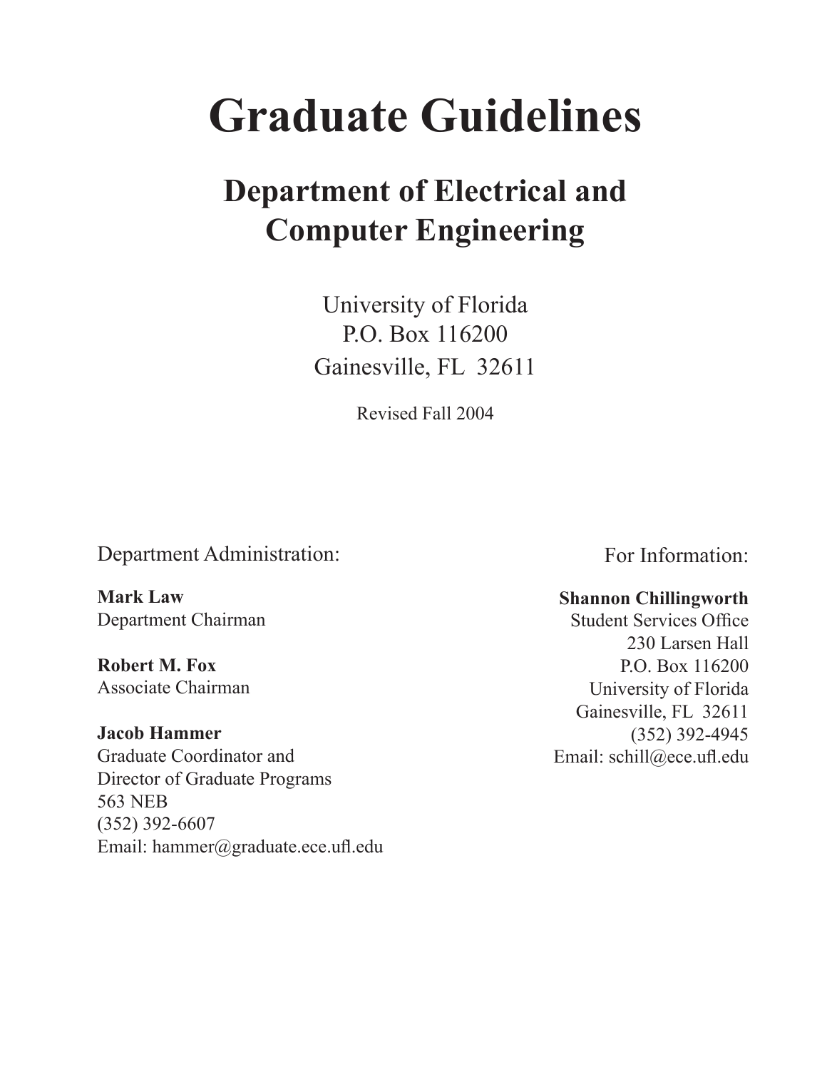# Graduate Guidelines

## Department of Electrical and Computer Engineering

University of Florida
P.O. Box 116200
Gainesville, FL 32611

Revised Fall 2004

Department Administration:

**Mark Law**
Department Chairman

**Robert M. Fox**
Associate Chairman

**Jacob Hammer**
Graduate Coordinator and
Director of Graduate Programs
563 NEB
(352) 392-6607
Email: hammer@graduate.ece.ufl.edu

For Information:

**Shannon Chillingworth**
Student Services Office
230 Larsen Hall
P.O. Box 116200
University of Florida
Gainesville, FL 32611
(352) 392-4945
Email: schill@ece.ufl.edu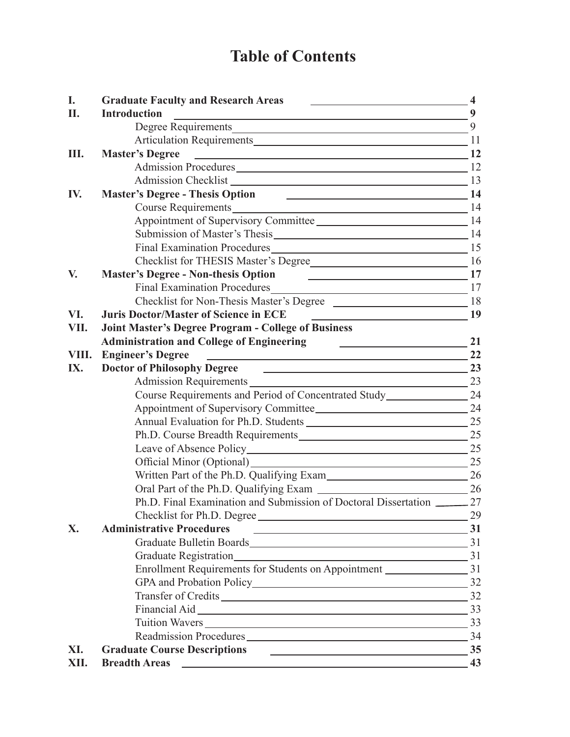# Table of Contents

| | | |
|---|---|---|
| **I.** | **Graduate Faculty and Research Areas** | **4** |
| **II.** | **Introduction** | **9** |
| | Degree Requirements | 9 |
| | Articulation Requirements | 11 |
| **III.** | **Master's Degree** | **12** |
| | Admission Procedures | 12 |
| | Admission Checklist | 13 |
| **IV.** | **Master's Degree - Thesis Option** | **14** |
| | Course Requirements | 14 |
| | Appointment of Supervisory Committee | 14 |
| | Submission of Master's Thesis | 14 |
| | Final Examination Procedures | 15 |
| | Checklist for THESIS Master's Degree | 16 |
| **V.** | **Master's Degree - Non-thesis Option** | **17** |
| | Final Examination Procedures | 17 |
| | Checklist for Non-Thesis Master's Degree | 18 |
| **VI.** | **Juris Doctor/Master of Science in ECE** | **19** |
| **VII.** | **Joint Master's Degree Program - College of Business Administration and College of Engineering** | **21** |
| **VIII.** | **Engineer's Degree** | **22** |
| **IX.** | **Doctor of Philosophy Degree** | **23** |
| | Admission Requirements | 23 |
| | Course Requirements and Period of Concentrated Study | 24 |
| | Appointment of Supervisory Committee | 24 |
| | Annual Evaluation for Ph.D. Students | 25 |
| | Ph.D. Course Breadth Requirements | 25 |
| | Leave of Absence Policy | 25 |
| | Official Minor (Optional) | 25 |
| | Written Part of the Ph.D. Qualifying Exam | 26 |
| | Oral Part of the Ph.D. Qualifying Exam | 26 |
| | Ph.D. Final Examination and Submission of Doctoral Dissertation | 27 |
| | Checklist for Ph.D. Degree | 29 |
| **X.** | **Administrative Procedures** | **31** |
| | Graduate Bulletin Boards | 31 |
| | Graduate Registration | 31 |
| | Enrollment Requirements for Students on Appointment | 31 |
| | GPA and Probation Policy | 32 |
| | Transfer of Credits | 32 |
| | Financial Aid | 33 |
| | Tuition Wavers | 33 |
| | Readmission Procedures | 34 |
| **XI.** | **Graduate Course Descriptions** | **35** |
| **XII.** | **Breadth Areas** | **43** |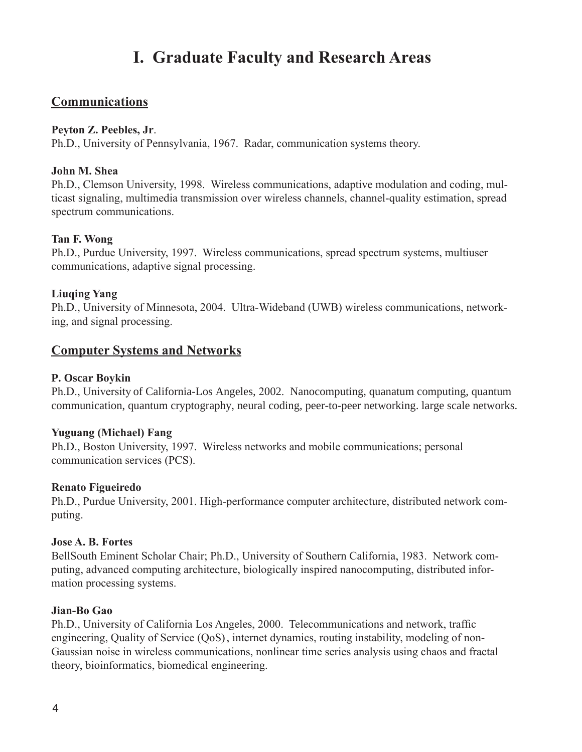# I. Graduate Faculty and Research Areas

## Communications

**Peyton Z. Peebles, Jr**.
Ph.D., University of Pennsylvania, 1967. Radar, communication systems theory.

**John M. Shea**
Ph.D., Clemson University, 1998. Wireless communications, adaptive modulation and coding, multicast signaling, multimedia transmission over wireless channels, channel-quality estimation, spread spectrum communications.

**Tan F. Wong**
Ph.D., Purdue University, 1997. Wireless communications, spread spectrum systems, multiuser communications, adaptive signal processing.

**Liuqing Yang**
Ph.D., University of Minnesota, 2004. Ultra-Wideband (UWB) wireless communications, networking, and signal processing.

## Computer Systems and Networks

**P. Oscar Boykin**
Ph.D., University of California-Los Angeles, 2002. Nanocomputing, quanatum computing, quantum communication, quantum cryptography, neural coding, peer-to-peer networking. large scale networks.

**Yuguang (Michael) Fang**
Ph.D., Boston University, 1997. Wireless networks and mobile communications; personal communication services (PCS).

**Renato Figueiredo**
Ph.D., Purdue University, 2001. High-performance computer architecture, distributed network computing.

**Jose A. B. Fortes**
BellSouth Eminent Scholar Chair; Ph.D., University of Southern California, 1983. Network computing, advanced computing architecture, biologically inspired nanocomputing, distributed information processing systems.

**Jian-Bo Gao**
Ph.D., University of California Los Angeles, 2000. Telecommunications and network, traffic engineering, Quality of Service (QoS), internet dynamics, routing instability, modeling of non-Gaussian noise in wireless communications, nonlinear time series analysis using chaos and fractal theory, bioinformatics, biomedical engineering.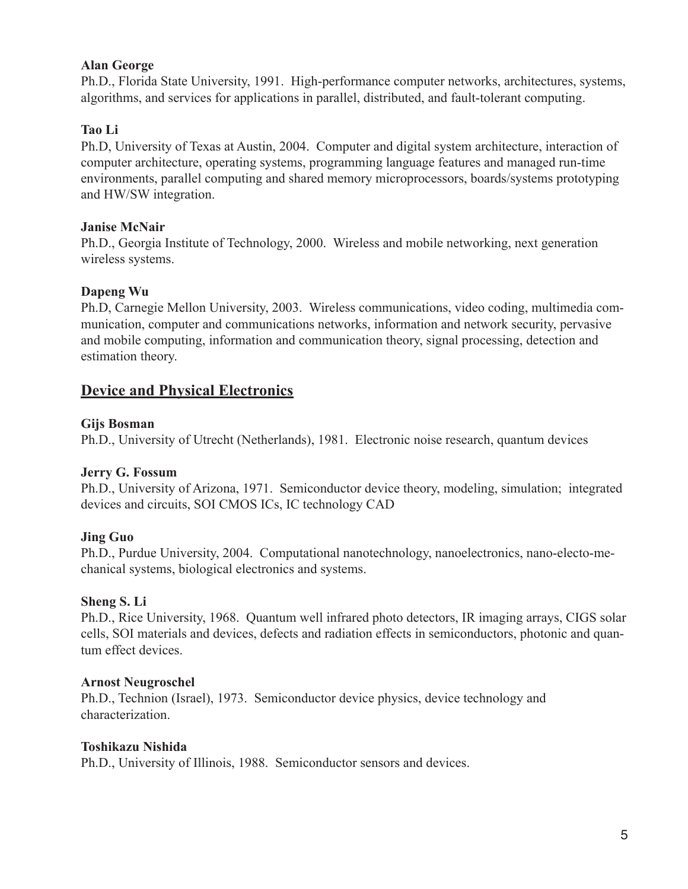**Alan George**
Ph.D., Florida State University, 1991. High-performance computer networks, architectures, systems, algorithms, and services for applications in parallel, distributed, and fault-tolerant computing.

**Tao Li**
Ph.D, University of Texas at Austin, 2004. Computer and digital system architecture, interaction of computer architecture, operating systems, programming language features and managed run-time environments, parallel computing and shared memory microprocessors, boards/systems prototyping and HW/SW integration.

**Janise McNair**
Ph.D., Georgia Institute of Technology, 2000. Wireless and mobile networking, next generation wireless systems.

**Dapeng Wu**
Ph.D, Carnegie Mellon University, 2003. Wireless communications, video coding, multimedia communication, computer and communications networks, information and network security, pervasive and mobile computing, information and communication theory, signal processing, detection and estimation theory.

## Device and Physical Electronics

**Gijs Bosman**
Ph.D., University of Utrecht (Netherlands), 1981. Electronic noise research, quantum devices

**Jerry G. Fossum**
Ph.D., University of Arizona, 1971. Semiconductor device theory, modeling, simulation; integrated devices and circuits, SOI CMOS ICs, IC technology CAD

**Jing Guo**
Ph.D., Purdue University, 2004. Computational nanotechnology, nanoelectronics, nano-electo-mechanical systems, biological electronics and systems.

**Sheng S. Li**
Ph.D., Rice University, 1968. Quantum well infrared photo detectors, IR imaging arrays, CIGS solar cells, SOI materials and devices, defects and radiation effects in semiconductors, photonic and quantum effect devices.

**Arnost Neugroschel**
Ph.D., Technion (Israel), 1973. Semiconductor device physics, device technology and characterization.

**Toshikazu Nishida**
Ph.D., University of Illinois, 1988. Semiconductor sensors and devices.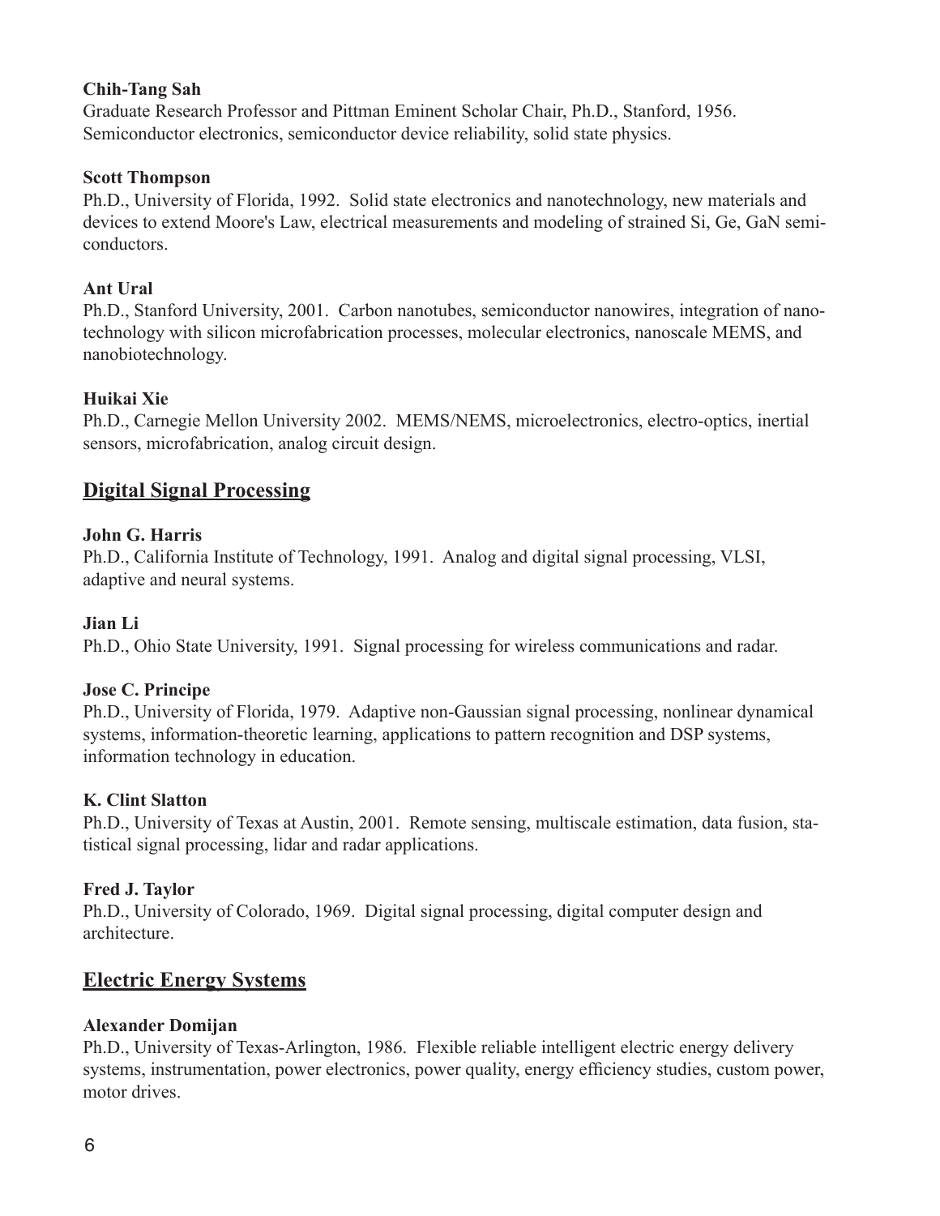**Chih-Tang Sah**
Graduate Research Professor and Pittman Eminent Scholar Chair, Ph.D., Stanford, 1956. Semiconductor electronics, semiconductor device reliability, solid state physics.

**Scott Thompson**
Ph.D., University of Florida, 1992. Solid state electronics and nanotechnology, new materials and devices to extend Moore's Law, electrical measurements and modeling of strained Si, Ge, GaN semiconductors.

**Ant Ural**
Ph.D., Stanford University, 2001. Carbon nanotubes, semiconductor nanowires, integration of nanotechnology with silicon microfabrication processes, molecular electronics, nanoscale MEMS, and nanobiotechnology.

**Huikai Xie**
Ph.D., Carnegie Mellon University 2002. MEMS/NEMS, microelectronics, electro-optics, inertial sensors, microfabrication, analog circuit design.

## Digital Signal Processing

**John G. Harris**
Ph.D., California Institute of Technology, 1991. Analog and digital signal processing, VLSI, adaptive and neural systems.

**Jian Li**
Ph.D., Ohio State University, 1991. Signal processing for wireless communications and radar.

**Jose C. Principe**
Ph.D., University of Florida, 1979. Adaptive non-Gaussian signal processing, nonlinear dynamical systems, information-theoretic learning, applications to pattern recognition and DSP systems, information technology in education.

**K. Clint Slatton**
Ph.D., University of Texas at Austin, 2001. Remote sensing, multiscale estimation, data fusion, statistical signal processing, lidar and radar applications.

**Fred J. Taylor**
Ph.D., University of Colorado, 1969. Digital signal processing, digital computer design and architecture.

## Electric Energy Systems

**Alexander Domijan**
Ph.D., University of Texas-Arlington, 1986. Flexible reliable intelligent electric energy delivery systems, instrumentation, power electronics, power quality, energy efficiency studies, custom power, motor drives.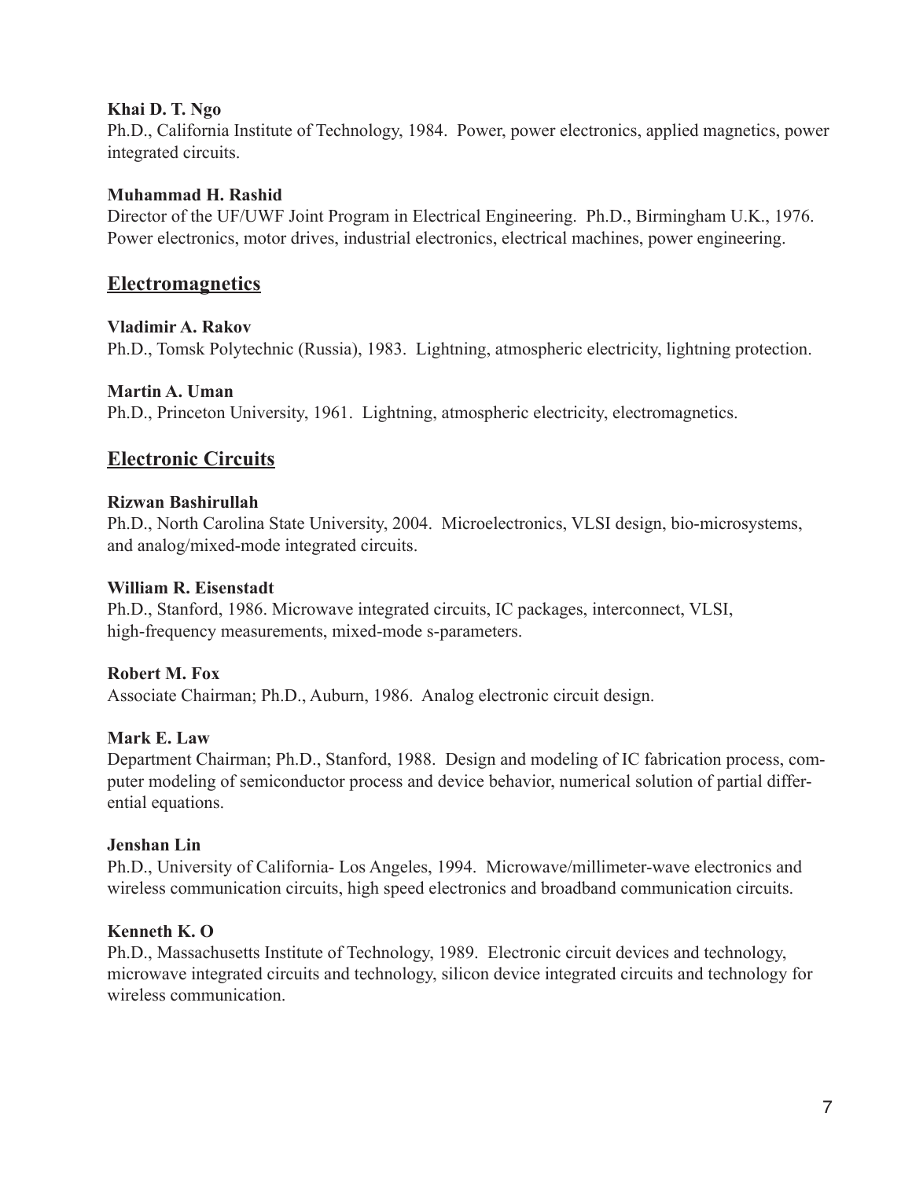**Khai D. T. Ngo**
Ph.D., California Institute of Technology, 1984. Power, power electronics, applied magnetics, power integrated circuits.

**Muhammad H. Rashid**
Director of the UF/UWF Joint Program in Electrical Engineering. Ph.D., Birmingham U.K., 1976. Power electronics, motor drives, industrial electronics, electrical machines, power engineering.

## Electromagnetics

**Vladimir A. Rakov**
Ph.D., Tomsk Polytechnic (Russia), 1983. Lightning, atmospheric electricity, lightning protection.

**Martin A. Uman**
Ph.D., Princeton University, 1961. Lightning, atmospheric electricity, electromagnetics.

## Electronic Circuits

**Rizwan Bashirullah**
Ph.D., North Carolina State University, 2004. Microelectronics, VLSI design, bio-microsystems, and analog/mixed-mode integrated circuits.

**William R. Eisenstadt**
Ph.D., Stanford, 1986. Microwave integrated circuits, IC packages, interconnect, VLSI, high-frequency measurements, mixed-mode s-parameters.

**Robert M. Fox**
Associate Chairman; Ph.D., Auburn, 1986. Analog electronic circuit design.

**Mark E. Law**
Department Chairman; Ph.D., Stanford, 1988. Design and modeling of IC fabrication process, computer modeling of semiconductor process and device behavior, numerical solution of partial differential equations.

**Jenshan Lin**
Ph.D., University of California- Los Angeles, 1994. Microwave/millimeter-wave electronics and wireless communication circuits, high speed electronics and broadband communication circuits.

**Kenneth K. O**
Ph.D., Massachusetts Institute of Technology, 1989. Electronic circuit devices and technology, microwave integrated circuits and technology, silicon device integrated circuits and technology for wireless communication.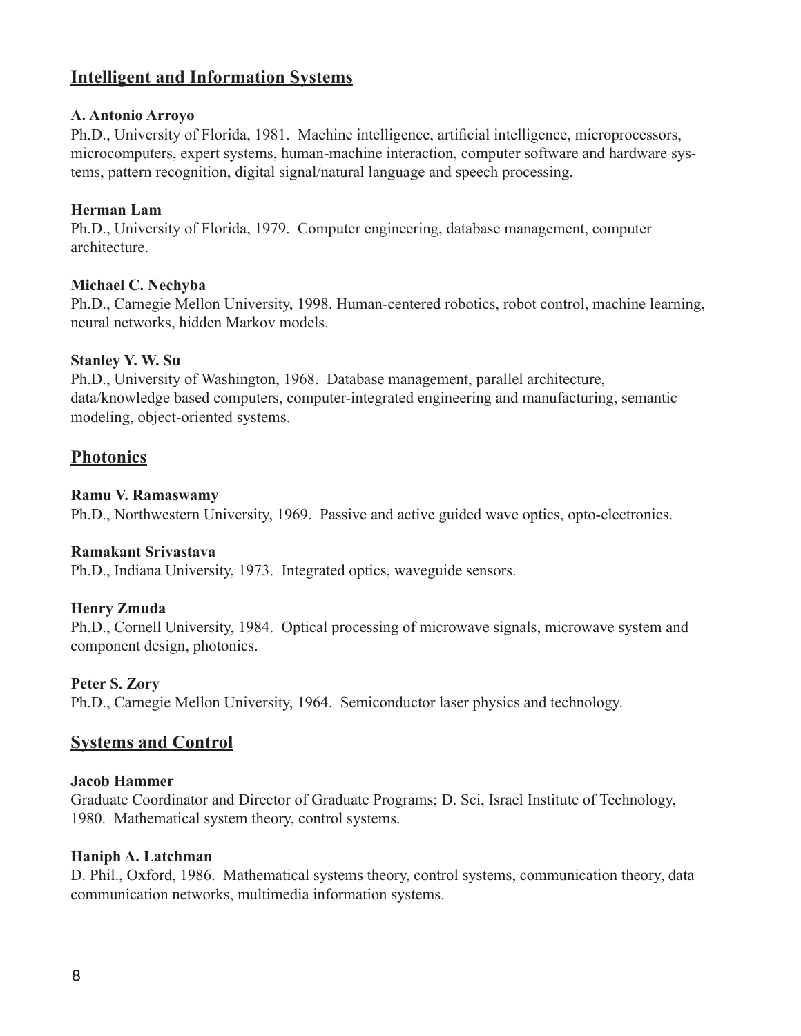## Intelligent and Information Systems

**A. Antonio Arroyo**
Ph.D., University of Florida, 1981. Machine intelligence, artificial intelligence, microprocessors, microcomputers, expert systems, human-machine interaction, computer software and hardware systems, pattern recognition, digital signal/natural language and speech processing.

**Herman Lam**
Ph.D., University of Florida, 1979. Computer engineering, database management, computer architecture.

**Michael C. Nechyba**
Ph.D., Carnegie Mellon University, 1998. Human-centered robotics, robot control, machine learning, neural networks, hidden Markov models.

**Stanley Y. W. Su**
Ph.D., University of Washington, 1968. Database management, parallel architecture, data/knowledge based computers, computer-integrated engineering and manufacturing, semantic modeling, object-oriented systems.

## Photonics

**Ramu V. Ramaswamy**
Ph.D., Northwestern University, 1969. Passive and active guided wave optics, opto-electronics.

**Ramakant Srivastava**
Ph.D., Indiana University, 1973. Integrated optics, waveguide sensors.

**Henry Zmuda**
Ph.D., Cornell University, 1984. Optical processing of microwave signals, microwave system and component design, photonics.

**Peter S. Zory**
Ph.D., Carnegie Mellon University, 1964. Semiconductor laser physics and technology.

## Systems and Control

**Jacob Hammer**
Graduate Coordinator and Director of Graduate Programs; D. Sci, Israel Institute of Technology, 1980. Mathematical system theory, control systems.

**Haniph A. Latchman**
D. Phil., Oxford, 1986. Mathematical systems theory, control systems, communication theory, data communication networks, multimedia information systems.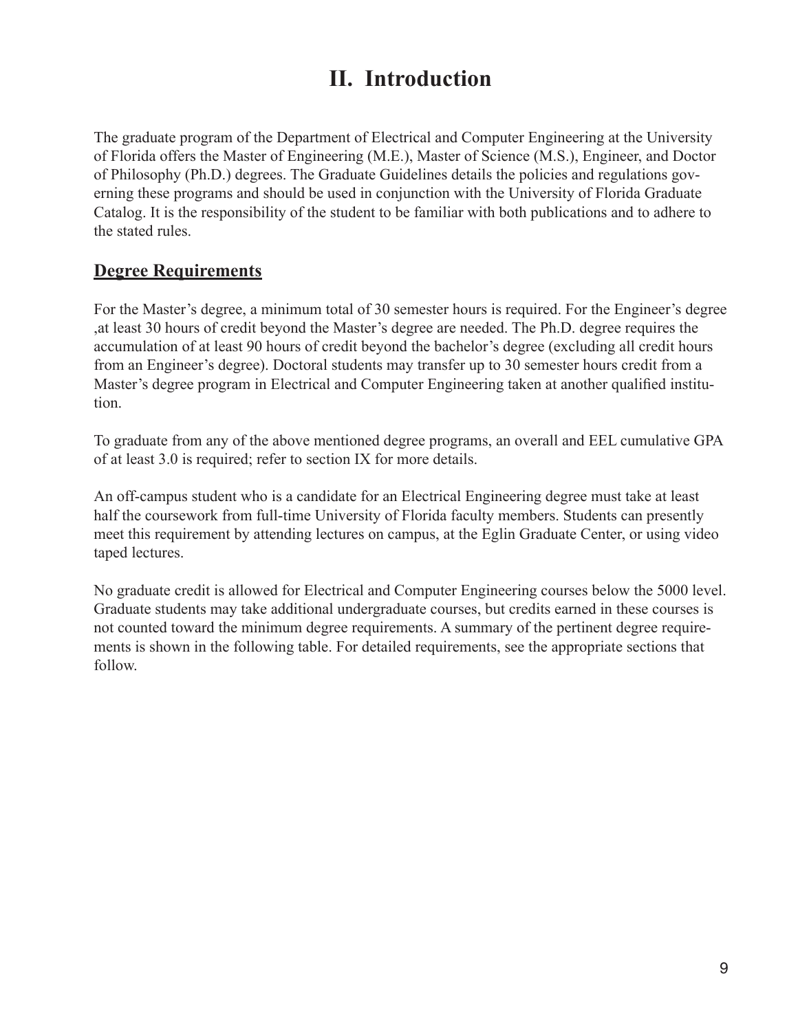# II. Introduction

The graduate program of the Department of Electrical and Computer Engineering at the University of Florida offers the Master of Engineering (M.E.), Master of Science (M.S.), Engineer, and Doctor of Philosophy (Ph.D.) degrees. The Graduate Guidelines details the policies and regulations governing these programs and should be used in conjunction with the University of Florida Graduate Catalog. It is the responsibility of the student to be familiar with both publications and to adhere to the stated rules.

## Degree Requirements

For the Master's degree, a minimum total of 30 semester hours is required. For the Engineer's degree ,at least 30 hours of credit beyond the Master's degree are needed. The Ph.D. degree requires the accumulation of at least 90 hours of credit beyond the bachelor's degree (excluding all credit hours from an Engineer's degree). Doctoral students may transfer up to 30 semester hours credit from a Master's degree program in Electrical and Computer Engineering taken at another qualified institution.

To graduate from any of the above mentioned degree programs, an overall and EEL cumulative GPA of at least 3.0 is required; refer to section IX for more details.

An off-campus student who is a candidate for an Electrical Engineering degree must take at least half the coursework from full-time University of Florida faculty members. Students can presently meet this requirement by attending lectures on campus, at the Eglin Graduate Center, or using video taped lectures.

No graduate credit is allowed for Electrical and Computer Engineering courses below the 5000 level. Graduate students may take additional undergraduate courses, but credits earned in these courses is not counted toward the minimum degree requirements. A summary of the pertinent degree requirements is shown in the following table. For detailed requirements, see the appropriate sections that follow.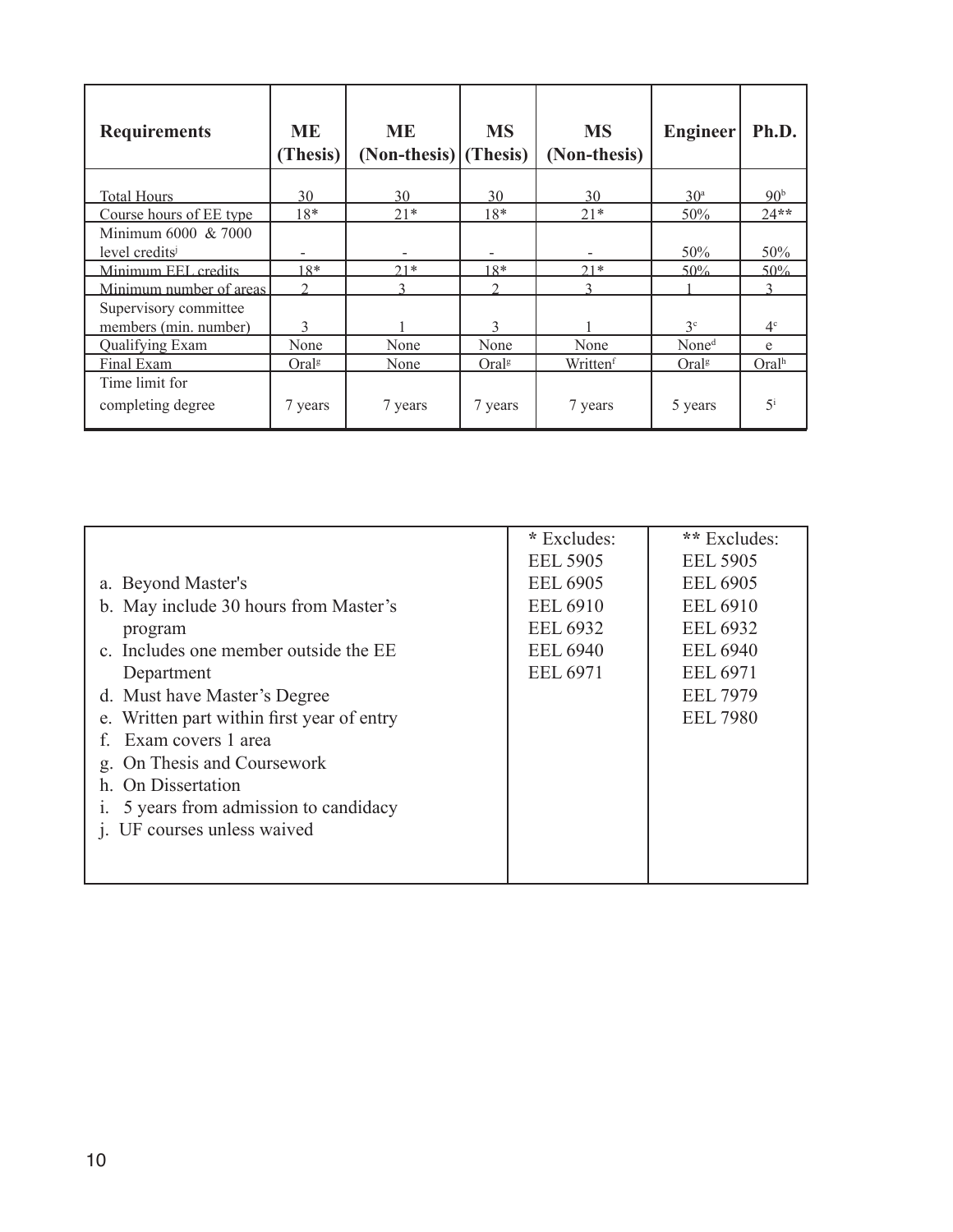| Requirements | ME (Thesis) | ME (Non-thesis) | MS (Thesis) | MS (Non-thesis) | Engineer | Ph.D. |
|---|---|---|---|---|---|---|
| Total Hours | 30 | 30 | 30 | 30 | 30[a] | 90[b] |
| Course hours of EE type | 18* | 21* | 18* | 21* | 50% | 24** |
| Minimum 6000 & 7000 level credits[j] | - | - | - | - | 50% | 50% |
| Minimum EEL credits | 18* | 21* | 18* | 21* | 50% | 50% |
| Minimum number of areas | 2 | 3 | 2 | 3 | 1 | 3 |
| Supervisory committee members (min. number) | 3 | 1 | 3 | 1 | 3[c] | 4[c] |
| Qualifying Exam | None | None | None | None | None[d] | e |
| Final Exam | Oral[g] | None | Oral[g] | Written[f] | Oral[g] | Oral[h] |
| Time limit for completing degree | 7 years | 7 years | 7 years | 7 years | 5 years | 5[i] |

| | * Excludes: | ** Excludes: |
|---|---|---|
| a. Beyond Master's | EEL 5905 | EEL 5905 |
| b. May include 30 hours from Master's program | EEL 6905 | EEL 6905 |
| c. Includes one member outside the EE Department | EEL 6910 | EEL 6910 |
| d. Must have Master's Degree | EEL 6932 | EEL 6932 |
| e. Written part within first year of entry | EEL 6940 | EEL 6940 |
| f. Exam covers 1 area | EEL 6971 | EEL 6971 |
| g. On Thesis and Coursework | | EEL 7979 |
| h. On Dissertation | | EEL 7980 |
| i. 5 years from admission to candidacy | | |
| j. UF courses unless waived | | |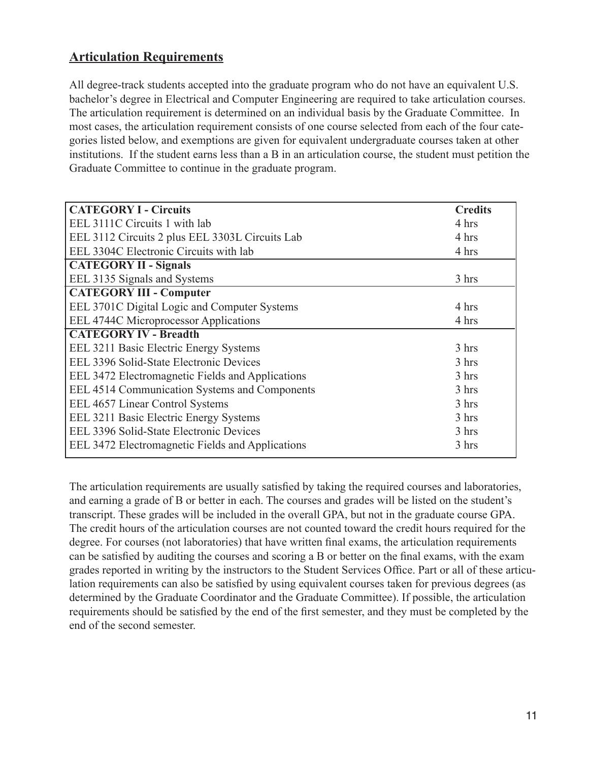## Articulation Requirements

All degree-track students accepted into the graduate program who do not have an equivalent U.S. bachelor's degree in Electrical and Computer Engineering are required to take articulation courses. The articulation requirement is determined on an individual basis by the Graduate Committee. In most cases, the articulation requirement consists of one course selected from each of the four categories listed below, and exemptions are given for equivalent undergraduate courses taken at other institutions. If the student earns less than a B in an articulation course, the student must petition the Graduate Committee to continue in the graduate program.

| **CATEGORY I - Circuits** | **Credits** |
|---|---|
| EEL 3111C Circuits 1 with lab | 4 hrs |
| EEL 3112 Circuits 2 plus EEL 3303L Circuits Lab | 4 hrs |
| EEL 3304C Electronic Circuits with lab | 4 hrs |
| **CATEGORY II - Signals** | |
| EEL 3135 Signals and Systems | 3 hrs |
| **CATEGORY III - Computer** | |
| EEL 3701C Digital Logic and Computer Systems | 4 hrs |
| EEL 4744C Microprocessor Applications | 4 hrs |
| **CATEGORY IV - Breadth** | |
| EEL 3211 Basic Electric Energy Systems | 3 hrs |
| EEL 3396 Solid-State Electronic Devices | 3 hrs |
| EEL 3472 Electromagnetic Fields and Applications | 3 hrs |
| EEL 4514 Communication Systems and Components | 3 hrs |
| EEL 4657 Linear Control Systems | 3 hrs |
| EEL 3211 Basic Electric Energy Systems | 3 hrs |
| EEL 3396 Solid-State Electronic Devices | 3 hrs |
| EEL 3472 Electromagnetic Fields and Applications | 3 hrs |

The articulation requirements are usually satisfied by taking the required courses and laboratories, and earning a grade of B or better in each. The courses and grades will be listed on the student's transcript. These grades will be included in the overall GPA, but not in the graduate course GPA. The credit hours of the articulation courses are not counted toward the credit hours required for the degree. For courses (not laboratories) that have written final exams, the articulation requirements can be satisfied by auditing the courses and scoring a B or better on the final exams, with the exam grades reported in writing by the instructors to the Student Services Office. Part or all of these articulation requirements can also be satisfied by using equivalent courses taken for previous degrees (as determined by the Graduate Coordinator and the Graduate Committee). If possible, the articulation requirements should be satisfied by the end of the first semester, and they must be completed by the end of the second semester.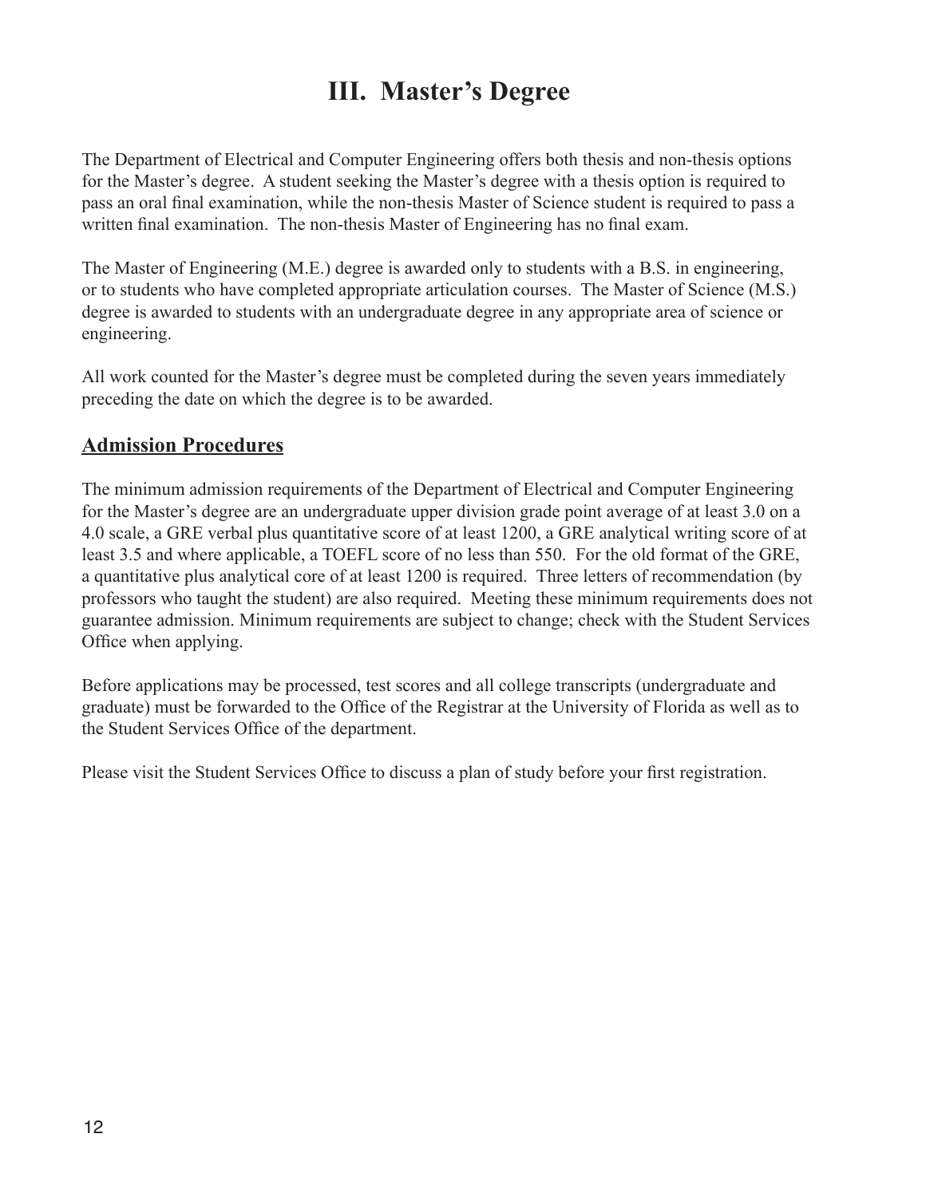# III. Master's Degree

The Department of Electrical and Computer Engineering offers both thesis and non-thesis options for the Master's degree. A student seeking the Master's degree with a thesis option is required to pass an oral final examination, while the non-thesis Master of Science student is required to pass a written final examination. The non-thesis Master of Engineering has no final exam.

The Master of Engineering (M.E.) degree is awarded only to students with a B.S. in engineering, or to students who have completed appropriate articulation courses. The Master of Science (M.S.) degree is awarded to students with an undergraduate degree in any appropriate area of science or engineering.

All work counted for the Master's degree must be completed during the seven years immediately preceding the date on which the degree is to be awarded.

## Admission Procedures

The minimum admission requirements of the Department of Electrical and Computer Engineering for the Master's degree are an undergraduate upper division grade point average of at least 3.0 on a 4.0 scale, a GRE verbal plus quantitative score of at least 1200, a GRE analytical writing score of at least 3.5 and where applicable, a TOEFL score of no less than 550. For the old format of the GRE, a quantitative plus analytical core of at least 1200 is required. Three letters of recommendation (by professors who taught the student) are also required. Meeting these minimum requirements does not guarantee admission. Minimum requirements are subject to change; check with the Student Services Office when applying.

Before applications may be processed, test scores and all college transcripts (undergraduate and graduate) must be forwarded to the Office of the Registrar at the University of Florida as well as to the Student Services Office of the department.

Please visit the Student Services Office to discuss a plan of study before your first registration.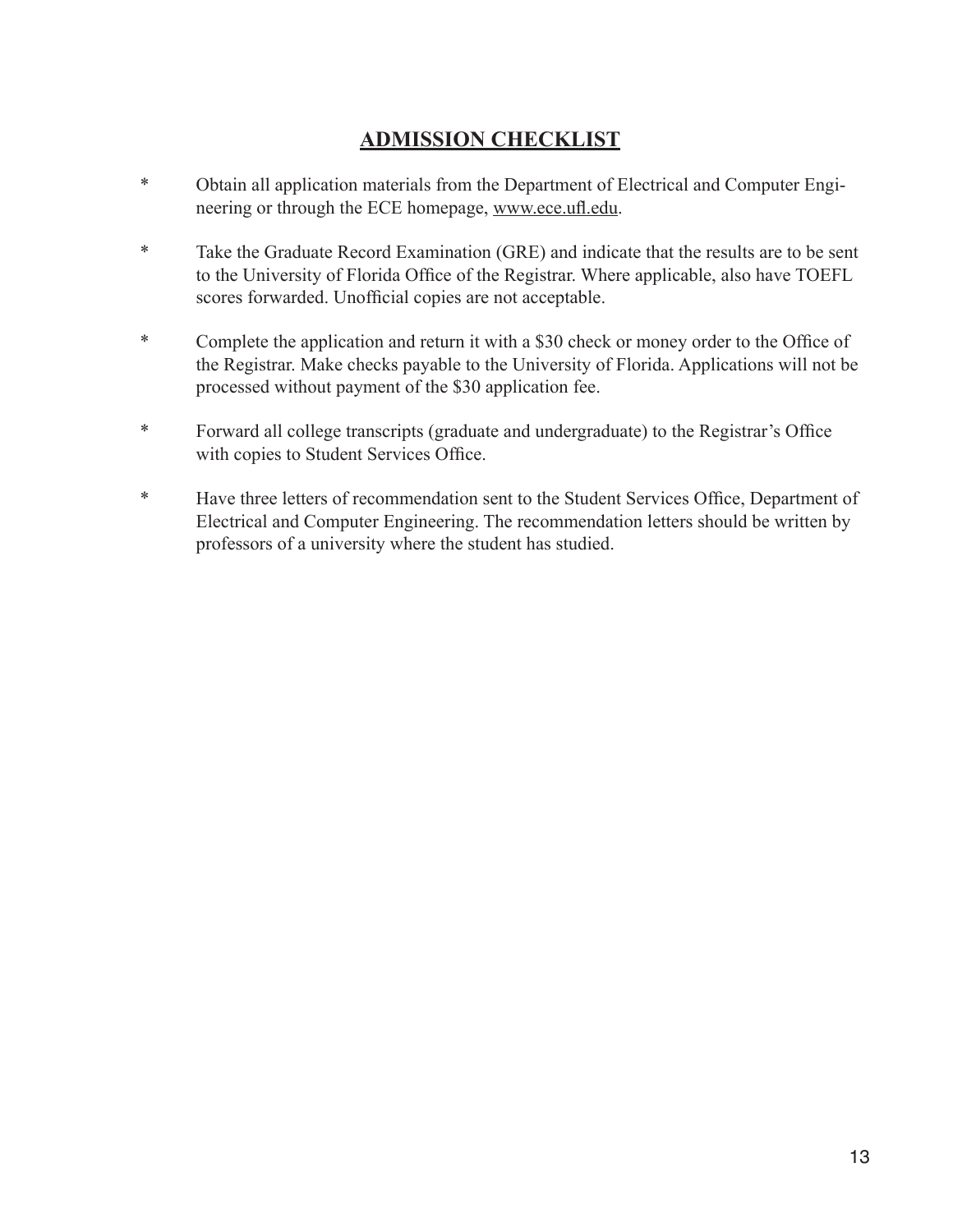## ADMISSION CHECKLIST

* Obtain all application materials from the Department of Electrical and Computer Engineering or through the ECE homepage, www.ece.ufl.edu.

* Take the Graduate Record Examination (GRE) and indicate that the results are to be sent to the University of Florida Office of the Registrar. Where applicable, also have TOEFL scores forwarded. Unofficial copies are not acceptable.

* Complete the application and return it with a $30 check or money order to the Office of the Registrar. Make checks payable to the University of Florida. Applications will not be processed without payment of the $30 application fee.

* Forward all college transcripts (graduate and undergraduate) to the Registrar's Office with copies to Student Services Office.

* Have three letters of recommendation sent to the Student Services Office, Department of Electrical and Computer Engineering. The recommendation letters should be written by professors of a university where the student has studied.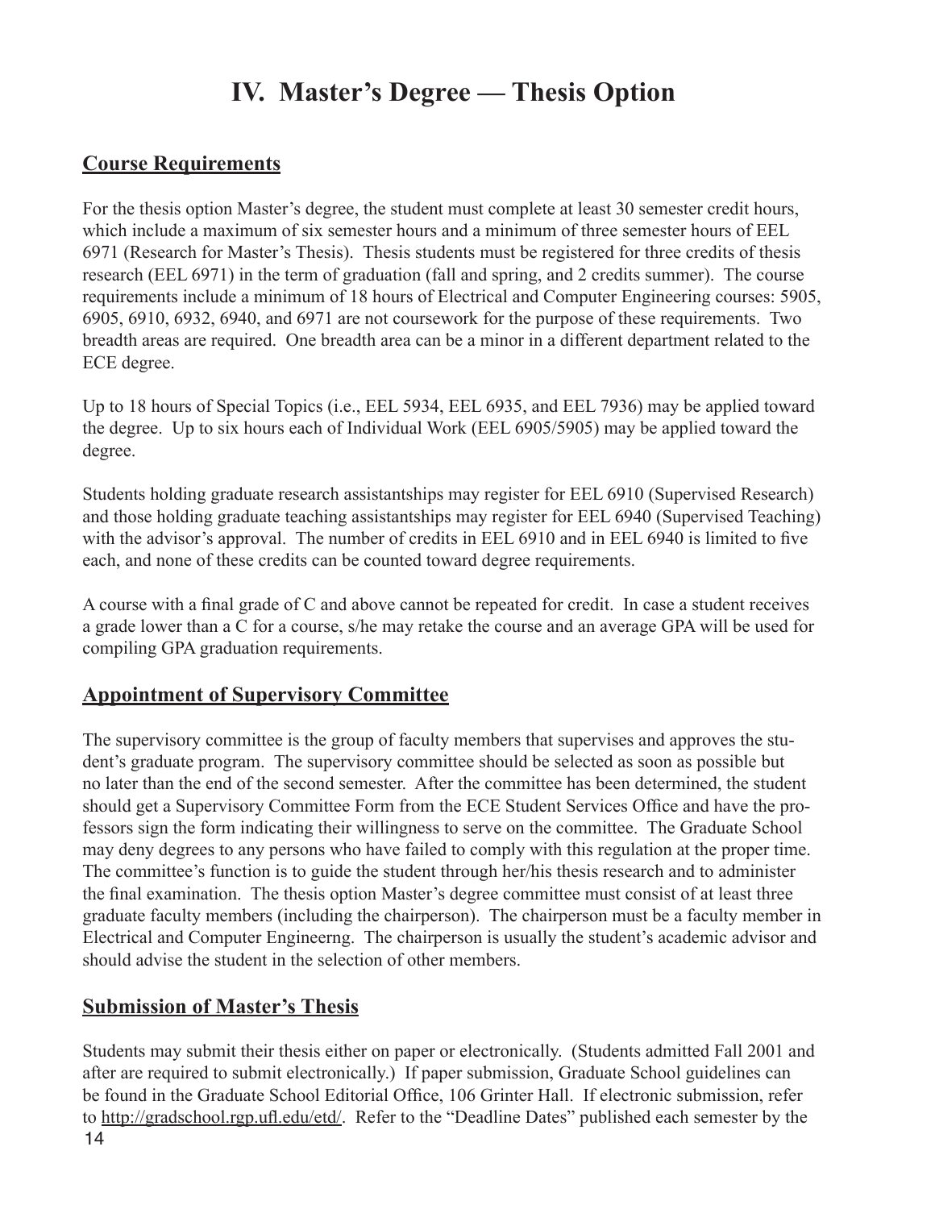# IV. Master's Degree — Thesis Option

## Course Requirements

For the thesis option Master's degree, the student must complete at least 30 semester credit hours, which include a maximum of six semester hours and a minimum of three semester hours of EEL 6971 (Research for Master's Thesis). Thesis students must be registered for three credits of thesis research (EEL 6971) in the term of graduation (fall and spring, and 2 credits summer). The course requirements include a minimum of 18 hours of Electrical and Computer Engineering courses: 5905, 6905, 6910, 6932, 6940, and 6971 are not coursework for the purpose of these requirements. Two breadth areas are required. One breadth area can be a minor in a different department related to the ECE degree.

Up to 18 hours of Special Topics (i.e., EEL 5934, EEL 6935, and EEL 7936) may be applied toward the degree. Up to six hours each of Individual Work (EEL 6905/5905) may be applied toward the degree.

Students holding graduate research assistantships may register for EEL 6910 (Supervised Research) and those holding graduate teaching assistantships may register for EEL 6940 (Supervised Teaching) with the advisor's approval. The number of credits in EEL 6910 and in EEL 6940 is limited to five each, and none of these credits can be counted toward degree requirements.

A course with a final grade of C and above cannot be repeated for credit. In case a student receives a grade lower than a C for a course, s/he may retake the course and an average GPA will be used for compiling GPA graduation requirements.

## Appointment of Supervisory Committee

The supervisory committee is the group of faculty members that supervises and approves the student's graduate program. The supervisory committee should be selected as soon as possible but no later than the end of the second semester. After the committee has been determined, the student should get a Supervisory Committee Form from the ECE Student Services Office and have the professors sign the form indicating their willingness to serve on the committee. The Graduate School may deny degrees to any persons who have failed to comply with this regulation at the proper time. The committee's function is to guide the student through her/his thesis research and to administer the final examination. The thesis option Master's degree committee must consist of at least three graduate faculty members (including the chairperson). The chairperson must be a faculty member in Electrical and Computer Engineerng. The chairperson is usually the student's academic advisor and should advise the student in the selection of other members.

## Submission of Master's Thesis

Students may submit their thesis either on paper or electronically. (Students admitted Fall 2001 and after are required to submit electronically.) If paper submission, Graduate School guidelines can be found in the Graduate School Editorial Office, 106 Grinter Hall. If electronic submission, refer to http://gradschool.rgp.ufl.edu/etd/. Refer to the "Deadline Dates" published each semester by the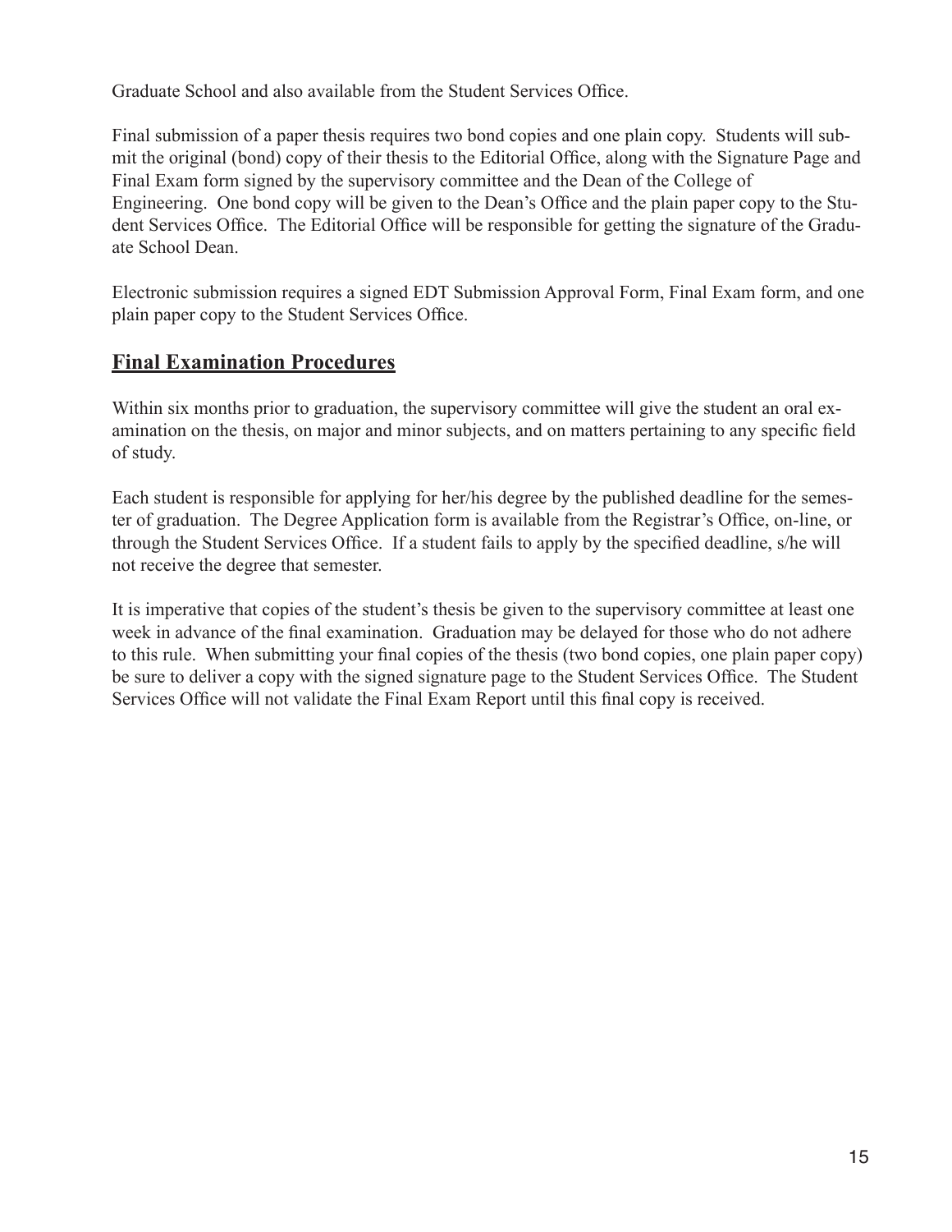Graduate School and also available from the Student Services Office.

Final submission of a paper thesis requires two bond copies and one plain copy. Students will submit the original (bond) copy of their thesis to the Editorial Office, along with the Signature Page and Final Exam form signed by the supervisory committee and the Dean of the College of Engineering. One bond copy will be given to the Dean's Office and the plain paper copy to the Student Services Office. The Editorial Office will be responsible for getting the signature of the Graduate School Dean.

Electronic submission requires a signed EDT Submission Approval Form, Final Exam form, and one plain paper copy to the Student Services Office.

## Final Examination Procedures

Within six months prior to graduation, the supervisory committee will give the student an oral examination on the thesis, on major and minor subjects, and on matters pertaining to any specific field of study.

Each student is responsible for applying for her/his degree by the published deadline for the semester of graduation. The Degree Application form is available from the Registrar's Office, on-line, or through the Student Services Office. If a student fails to apply by the specified deadline, s/he will not receive the degree that semester.

It is imperative that copies of the student's thesis be given to the supervisory committee at least one week in advance of the final examination. Graduation may be delayed for those who do not adhere to this rule. When submitting your final copies of the thesis (two bond copies, one plain paper copy) be sure to deliver a copy with the signed signature page to the Student Services Office. The Student Services Office will not validate the Final Exam Report until this final copy is received.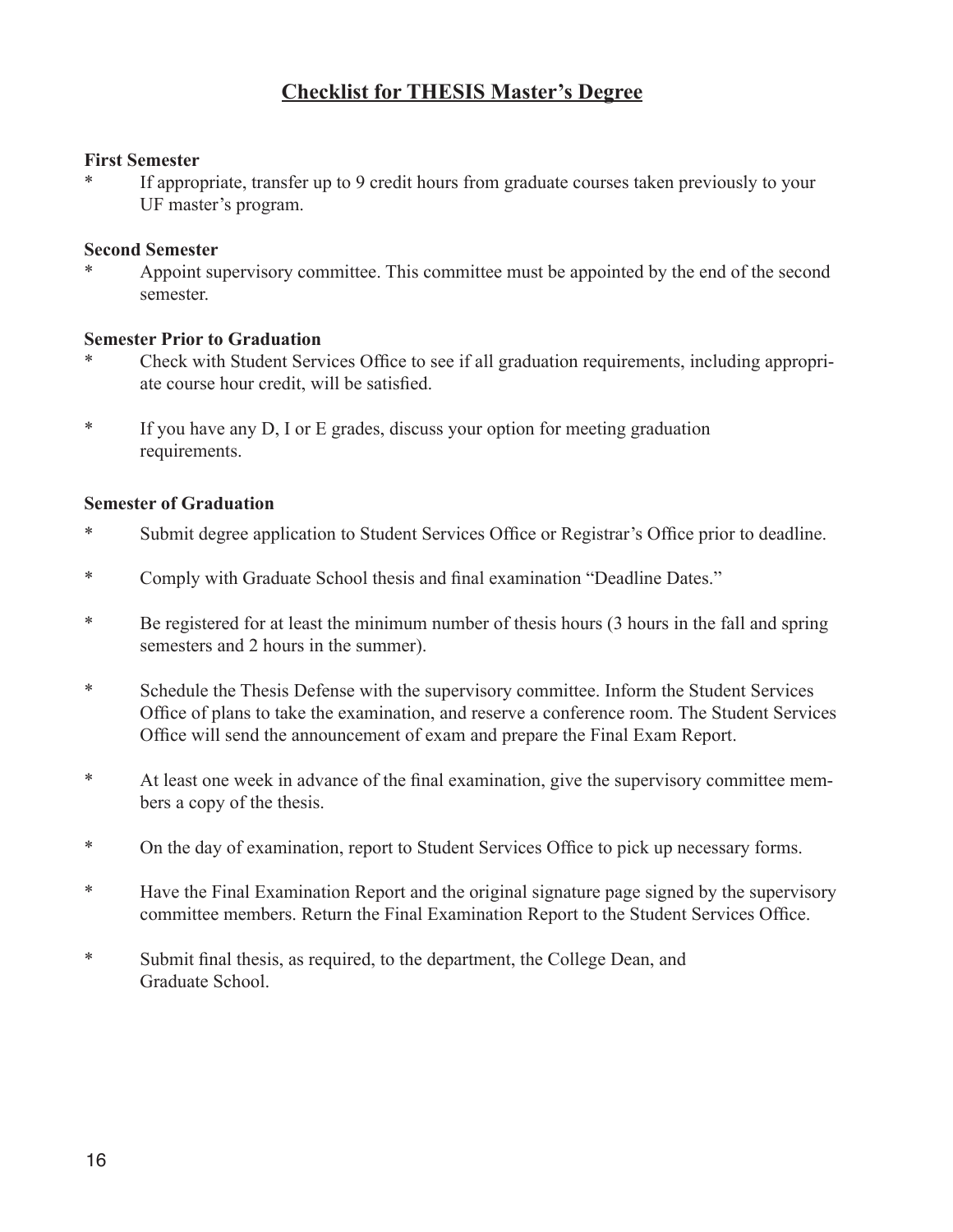# Checklist for THESIS Master's Degree

**First Semester**

* If appropriate, transfer up to 9 credit hours from graduate courses taken previously to your UF master's program.

**Second Semester**

* Appoint supervisory committee. This committee must be appointed by the end of the second semester.

**Semester Prior to Graduation**

* Check with Student Services Office to see if all graduation requirements, including appropriate course hour credit, will be satisfied.

* If you have any D, I or E grades, discuss your option for meeting graduation requirements.

**Semester of Graduation**

* Submit degree application to Student Services Office or Registrar's Office prior to deadline.

* Comply with Graduate School thesis and final examination "Deadline Dates."

* Be registered for at least the minimum number of thesis hours (3 hours in the fall and spring semesters and 2 hours in the summer).

* Schedule the Thesis Defense with the supervisory committee. Inform the Student Services Office of plans to take the examination, and reserve a conference room. The Student Services Office will send the announcement of exam and prepare the Final Exam Report.

* At least one week in advance of the final examination, give the supervisory committee members a copy of the thesis.

* On the day of examination, report to Student Services Office to pick up necessary forms.

* Have the Final Examination Report and the original signature page signed by the supervisory committee members. Return the Final Examination Report to the Student Services Office.

* Submit final thesis, as required, to the department, the College Dean, and Graduate School.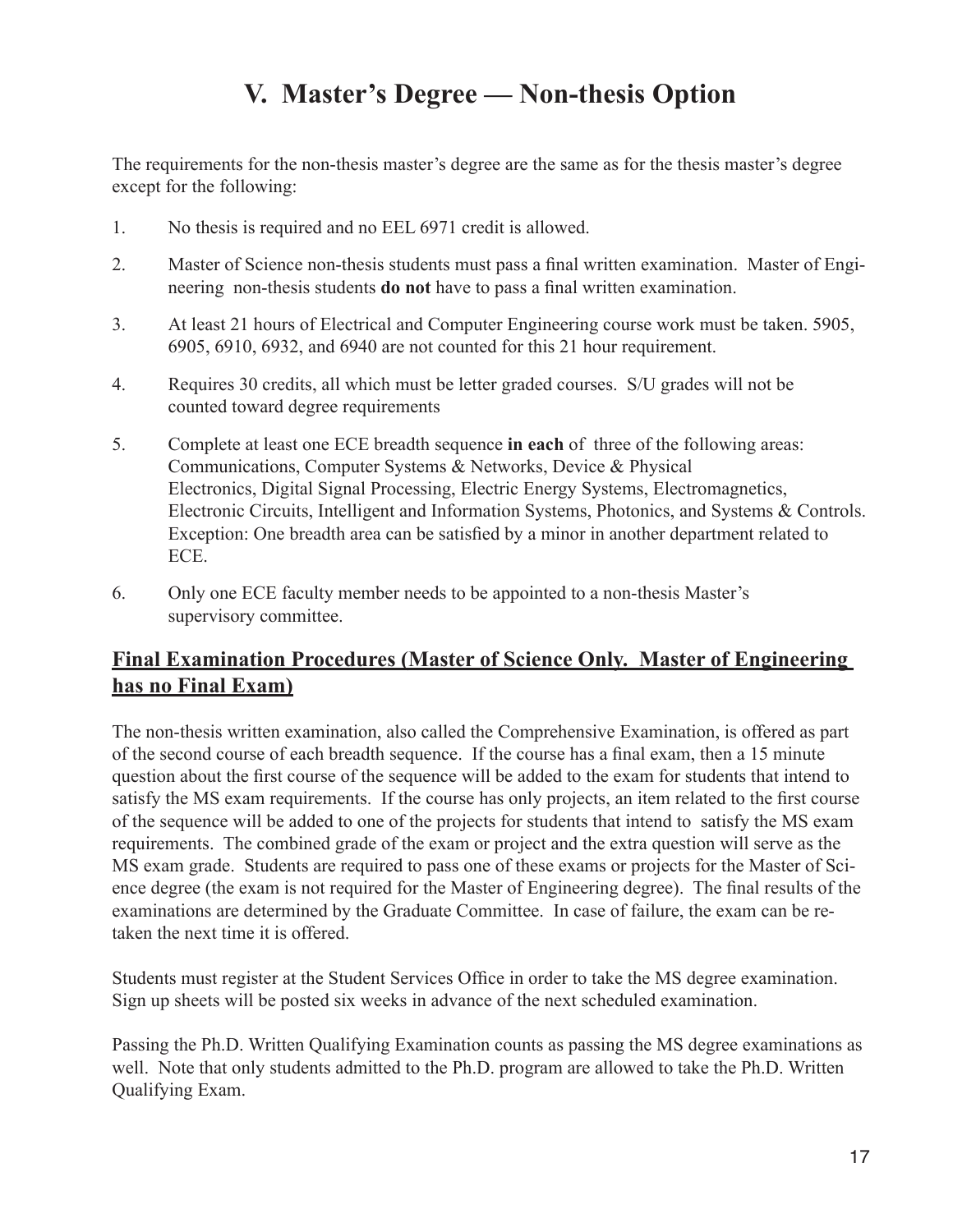# V. Master's Degree — Non-thesis Option

The requirements for the non-thesis master's degree are the same as for the thesis master's degree except for the following:

1. No thesis is required and no EEL 6971 credit is allowed.

2. Master of Science non-thesis students must pass a final written examination. Master of Engineering non-thesis students **do not** have to pass a final written examination.

3. At least 21 hours of Electrical and Computer Engineering course work must be taken. 5905, 6905, 6910, 6932, and 6940 are not counted for this 21 hour requirement.

4. Requires 30 credits, all which must be letter graded courses. S/U grades will not be counted toward degree requirements

5. Complete at least one ECE breadth sequence **in each** of three of the following areas: Communications, Computer Systems & Networks, Device & Physical Electronics, Digital Signal Processing, Electric Energy Systems, Electromagnetics, Electronic Circuits, Intelligent and Information Systems, Photonics, and Systems & Controls. Exception: One breadth area can be satisfied by a minor in another department related to ECE.

6. Only one ECE faculty member needs to be appointed to a non-thesis Master's supervisory committee.

## Final Examination Procedures (Master of Science Only. Master of Engineering has no Final Exam)

The non-thesis written examination, also called the Comprehensive Examination, is offered as part of the second course of each breadth sequence. If the course has a final exam, then a 15 minute question about the first course of the sequence will be added to the exam for students that intend to satisfy the MS exam requirements. If the course has only projects, an item related to the first course of the sequence will be added to one of the projects for students that intend to satisfy the MS exam requirements. The combined grade of the exam or project and the extra question will serve as the MS exam grade. Students are required to pass one of these exams or projects for the Master of Science degree (the exam is not required for the Master of Engineering degree). The final results of the examinations are determined by the Graduate Committee. In case of failure, the exam can be retaken the next time it is offered.

Students must register at the Student Services Office in order to take the MS degree examination. Sign up sheets will be posted six weeks in advance of the next scheduled examination.

Passing the Ph.D. Written Qualifying Examination counts as passing the MS degree examinations as well. Note that only students admitted to the Ph.D. program are allowed to take the Ph.D. Written Qualifying Exam.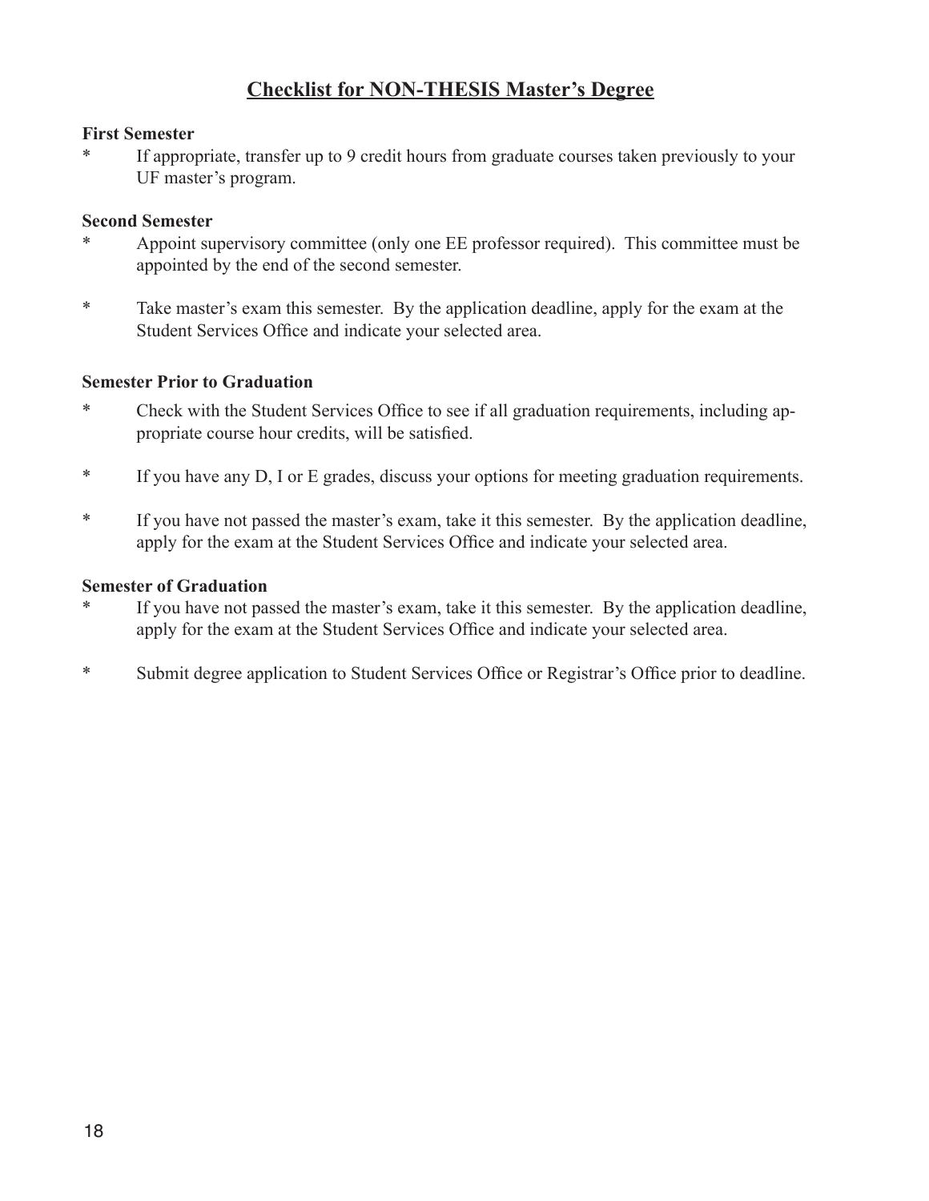## Checklist for NON-THESIS Master's Degree

**First Semester**

* If appropriate, transfer up to 9 credit hours from graduate courses taken previously to your UF master's program.

**Second Semester**

* Appoint supervisory committee (only one EE professor required). This committee must be appointed by the end of the second semester.

* Take master's exam this semester. By the application deadline, apply for the exam at the Student Services Office and indicate your selected area.

**Semester Prior to Graduation**

* Check with the Student Services Office to see if all graduation requirements, including appropriate course hour credits, will be satisfied.

* If you have any D, I or E grades, discuss your options for meeting graduation requirements.

* If you have not passed the master's exam, take it this semester. By the application deadline, apply for the exam at the Student Services Office and indicate your selected area.

**Semester of Graduation**

* If you have not passed the master's exam, take it this semester. By the application deadline, apply for the exam at the Student Services Office and indicate your selected area.

* Submit degree application to Student Services Office or Registrar's Office prior to deadline.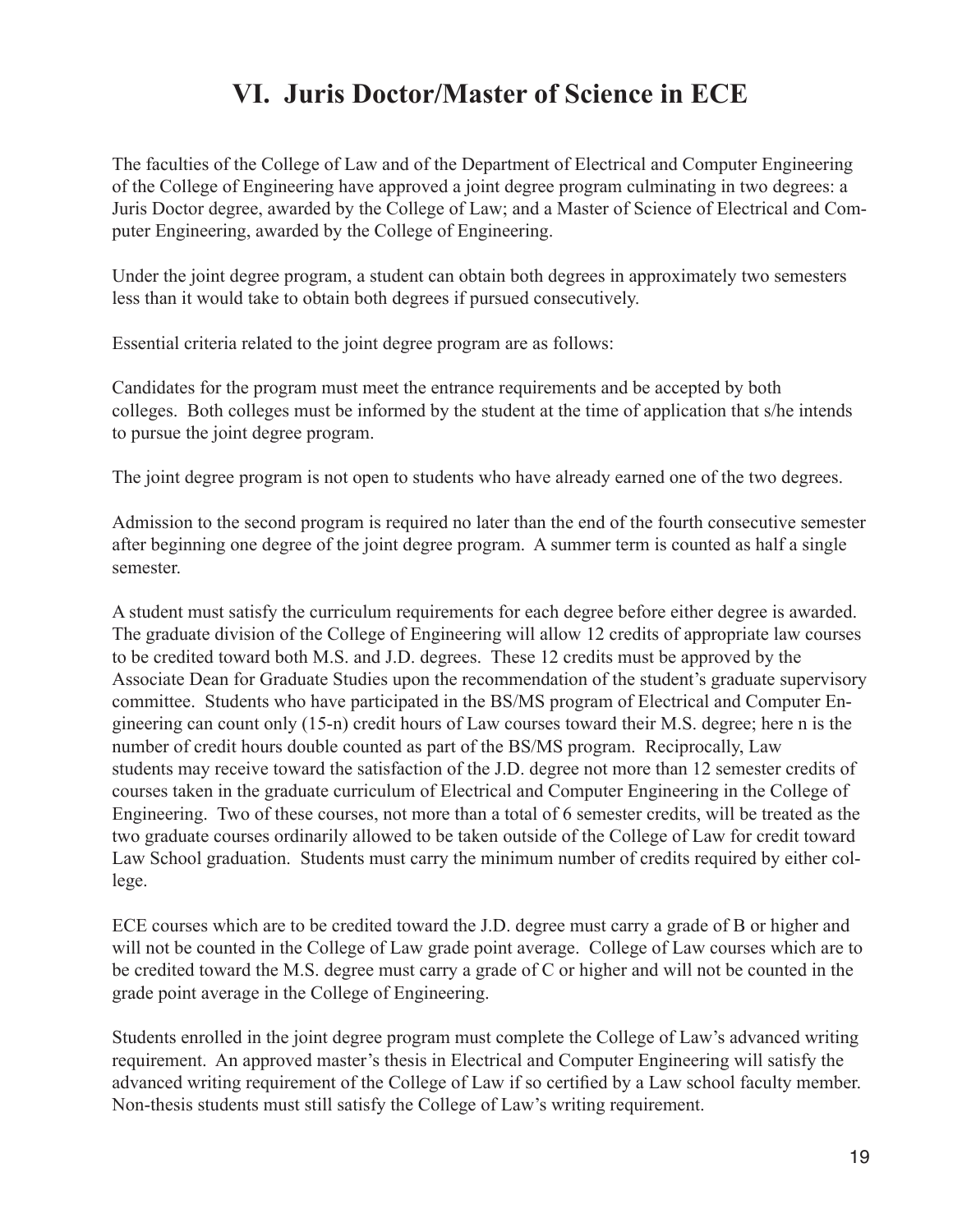# VI. Juris Doctor/Master of Science in ECE

The faculties of the College of Law and of the Department of Electrical and Computer Engineering of the College of Engineering have approved a joint degree program culminating in two degrees: a Juris Doctor degree, awarded by the College of Law; and a Master of Science of Electrical and Computer Engineering, awarded by the College of Engineering.

Under the joint degree program, a student can obtain both degrees in approximately two semesters less than it would take to obtain both degrees if pursued consecutively.

Essential criteria related to the joint degree program are as follows:

Candidates for the program must meet the entrance requirements and be accepted by both colleges. Both colleges must be informed by the student at the time of application that s/he intends to pursue the joint degree program.

The joint degree program is not open to students who have already earned one of the two degrees.

Admission to the second program is required no later than the end of the fourth consecutive semester after beginning one degree of the joint degree program. A summer term is counted as half a single semester.

A student must satisfy the curriculum requirements for each degree before either degree is awarded. The graduate division of the College of Engineering will allow 12 credits of appropriate law courses to be credited toward both M.S. and J.D. degrees. These 12 credits must be approved by the Associate Dean for Graduate Studies upon the recommendation of the student's graduate supervisory committee. Students who have participated in the BS/MS program of Electrical and Computer Engineering can count only (15-n) credit hours of Law courses toward their M.S. degree; here n is the number of credit hours double counted as part of the BS/MS program. Reciprocally, Law students may receive toward the satisfaction of the J.D. degree not more than 12 semester credits of courses taken in the graduate curriculum of Electrical and Computer Engineering in the College of Engineering. Two of these courses, not more than a total of 6 semester credits, will be treated as the two graduate courses ordinarily allowed to be taken outside of the College of Law for credit toward Law School graduation. Students must carry the minimum number of credits required by either college.

ECE courses which are to be credited toward the J.D. degree must carry a grade of B or higher and will not be counted in the College of Law grade point average. College of Law courses which are to be credited toward the M.S. degree must carry a grade of C or higher and will not be counted in the grade point average in the College of Engineering.

Students enrolled in the joint degree program must complete the College of Law's advanced writing requirement. An approved master's thesis in Electrical and Computer Engineering will satisfy the advanced writing requirement of the College of Law if so certified by a Law school faculty member. Non-thesis students must still satisfy the College of Law's writing requirement.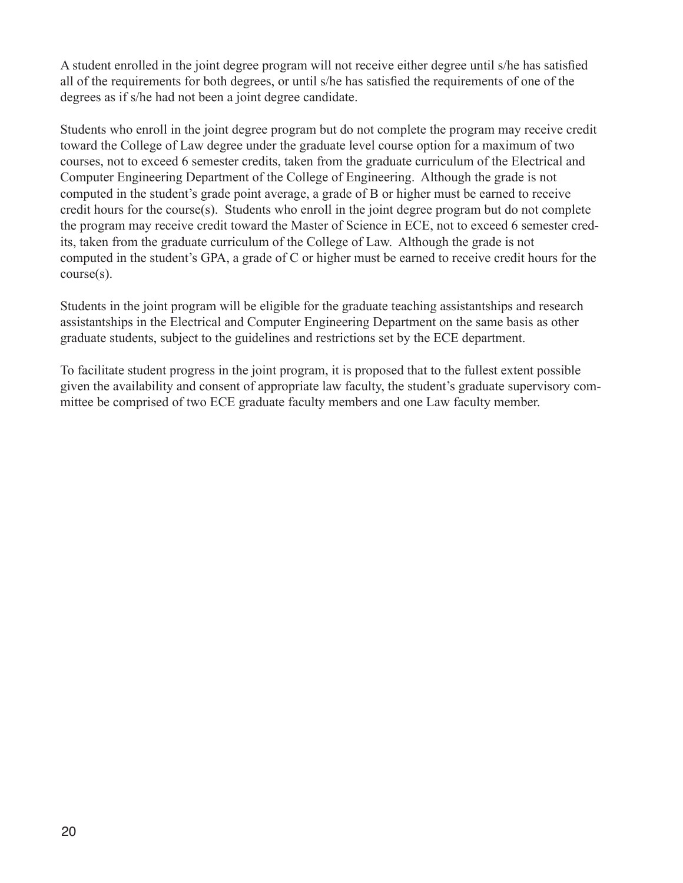A student enrolled in the joint degree program will not receive either degree until s/he has satisfied all of the requirements for both degrees, or until s/he has satisfied the requirements of one of the degrees as if s/he had not been a joint degree candidate.

Students who enroll in the joint degree program but do not complete the program may receive credit toward the College of Law degree under the graduate level course option for a maximum of two courses, not to exceed 6 semester credits, taken from the graduate curriculum of the Electrical and Computer Engineering Department of the College of Engineering. Although the grade is not computed in the student's grade point average, a grade of B or higher must be earned to receive credit hours for the course(s). Students who enroll in the joint degree program but do not complete the program may receive credit toward the Master of Science in ECE, not to exceed 6 semester credits, taken from the graduate curriculum of the College of Law. Although the grade is not computed in the student's GPA, a grade of C or higher must be earned to receive credit hours for the course(s).

Students in the joint program will be eligible for the graduate teaching assistantships and research assistantships in the Electrical and Computer Engineering Department on the same basis as other graduate students, subject to the guidelines and restrictions set by the ECE department.

To facilitate student progress in the joint program, it is proposed that to the fullest extent possible given the availability and consent of appropriate law faculty, the student's graduate supervisory committee be comprised of two ECE graduate faculty members and one Law faculty member.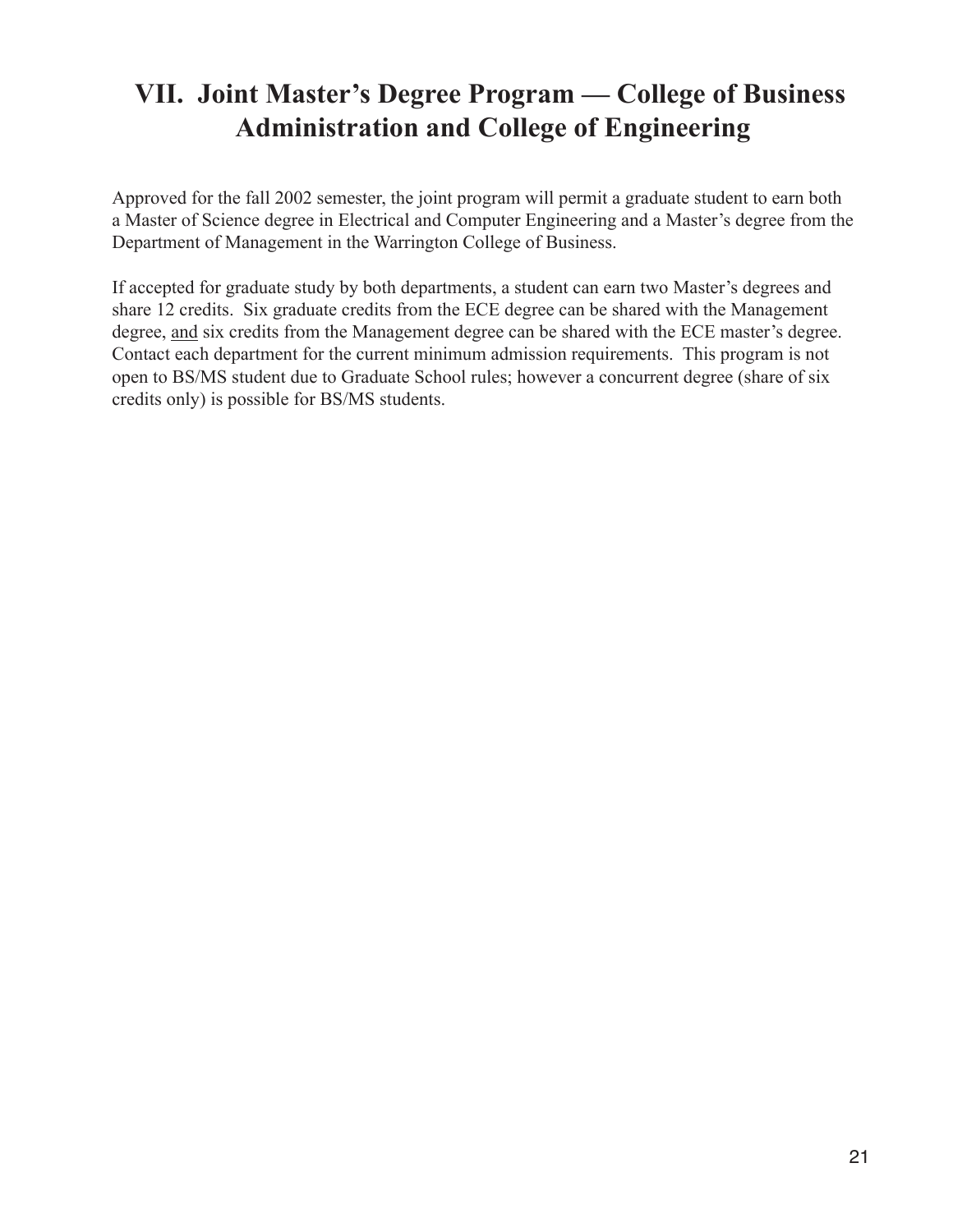# VII. Joint Master's Degree Program — College of Business Administration and College of Engineering

Approved for the fall 2002 semester, the joint program will permit a graduate student to earn both a Master of Science degree in Electrical and Computer Engineering and a Master's degree from the Department of Management in the Warrington College of Business.

If accepted for graduate study by both departments, a student can earn two Master's degrees and share 12 credits. Six graduate credits from the ECE degree can be shared with the Management degree, <u>and</u> six credits from the Management degree can be shared with the ECE master's degree. Contact each department for the current minimum admission requirements. This program is not open to BS/MS student due to Graduate School rules; however a concurrent degree (share of six credits only) is possible for BS/MS students.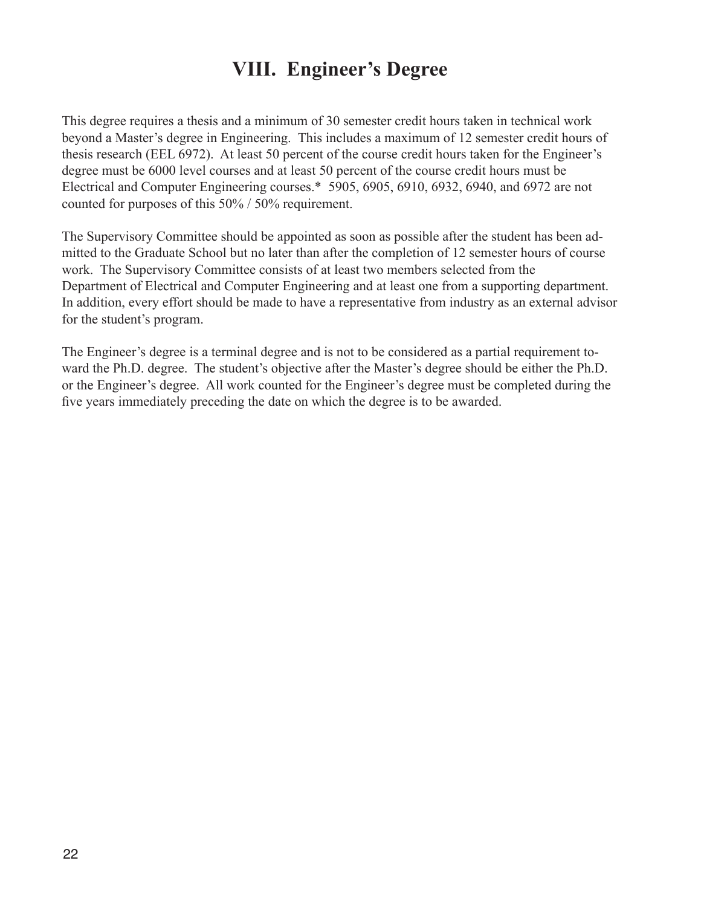# VIII. Engineer's Degree

This degree requires a thesis and a minimum of 30 semester credit hours taken in technical work beyond a Master's degree in Engineering. This includes a maximum of 12 semester credit hours of thesis research (EEL 6972). At least 50 percent of the course credit hours taken for the Engineer's degree must be 6000 level courses and at least 50 percent of the course credit hours must be Electrical and Computer Engineering courses.* 5905, 6905, 6910, 6932, 6940, and 6972 are not counted for purposes of this 50% / 50% requirement.

The Supervisory Committee should be appointed as soon as possible after the student has been admitted to the Graduate School but no later than after the completion of 12 semester hours of course work. The Supervisory Committee consists of at least two members selected from the Department of Electrical and Computer Engineering and at least one from a supporting department. In addition, every effort should be made to have a representative from industry as an external advisor for the student's program.

The Engineer's degree is a terminal degree and is not to be considered as a partial requirement toward the Ph.D. degree. The student's objective after the Master's degree should be either the Ph.D. or the Engineer's degree. All work counted for the Engineer's degree must be completed during the five years immediately preceding the date on which the degree is to be awarded.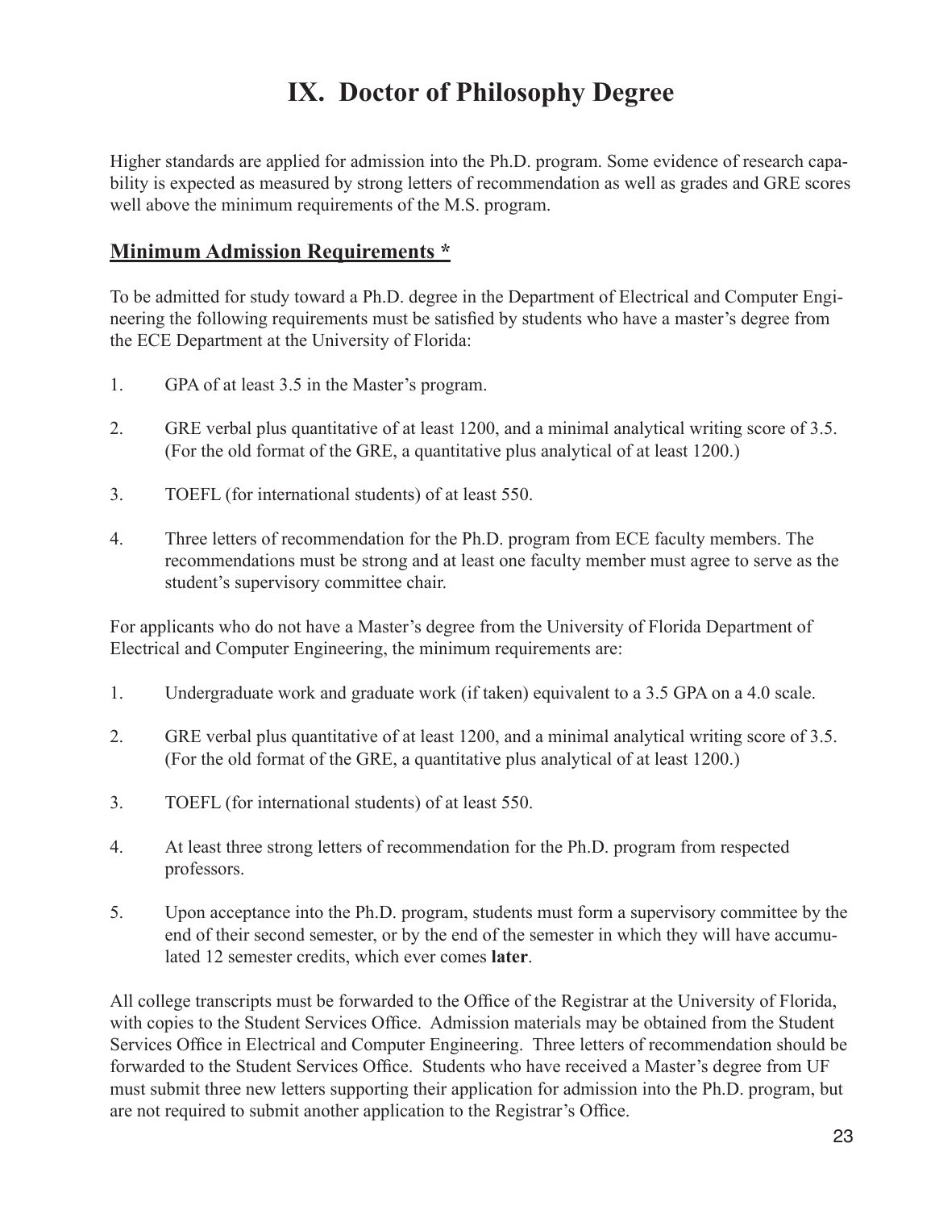# IX. Doctor of Philosophy Degree

Higher standards are applied for admission into the Ph.D. program. Some evidence of research capability is expected as measured by strong letters of recommendation as well as grades and GRE scores well above the minimum requirements of the M.S. program.

## Minimum Admission Requirements *

To be admitted for study toward a Ph.D. degree in the Department of Electrical and Computer Engineering the following requirements must be satisfied by students who have a master's degree from the ECE Department at the University of Florida:

1. GPA of at least 3.5 in the Master's program.
2. GRE verbal plus quantitative of at least 1200, and a minimal analytical writing score of 3.5. (For the old format of the GRE, a quantitative plus analytical of at least 1200.)
3. TOEFL (for international students) of at least 550.
4. Three letters of recommendation for the Ph.D. program from ECE faculty members. The recommendations must be strong and at least one faculty member must agree to serve as the student's supervisory committee chair.

For applicants who do not have a Master's degree from the University of Florida Department of Electrical and Computer Engineering, the minimum requirements are:

1. Undergraduate work and graduate work (if taken) equivalent to a 3.5 GPA on a 4.0 scale.
2. GRE verbal plus quantitative of at least 1200, and a minimal analytical writing score of 3.5. (For the old format of the GRE, a quantitative plus analytical of at least 1200.)
3. TOEFL (for international students) of at least 550.
4. At least three strong letters of recommendation for the Ph.D. program from respected professors.
5. Upon acceptance into the Ph.D. program, students must form a supervisory committee by the end of their second semester, or by the end of the semester in which they will have accumulated 12 semester credits, which ever comes **later**.

All college transcripts must be forwarded to the Office of the Registrar at the University of Florida, with copies to the Student Services Office. Admission materials may be obtained from the Student Services Office in Electrical and Computer Engineering. Three letters of recommendation should be forwarded to the Student Services Office. Students who have received a Master's degree from UF must submit three new letters supporting their application for admission into the Ph.D. program, but are not required to submit another application to the Registrar's Office.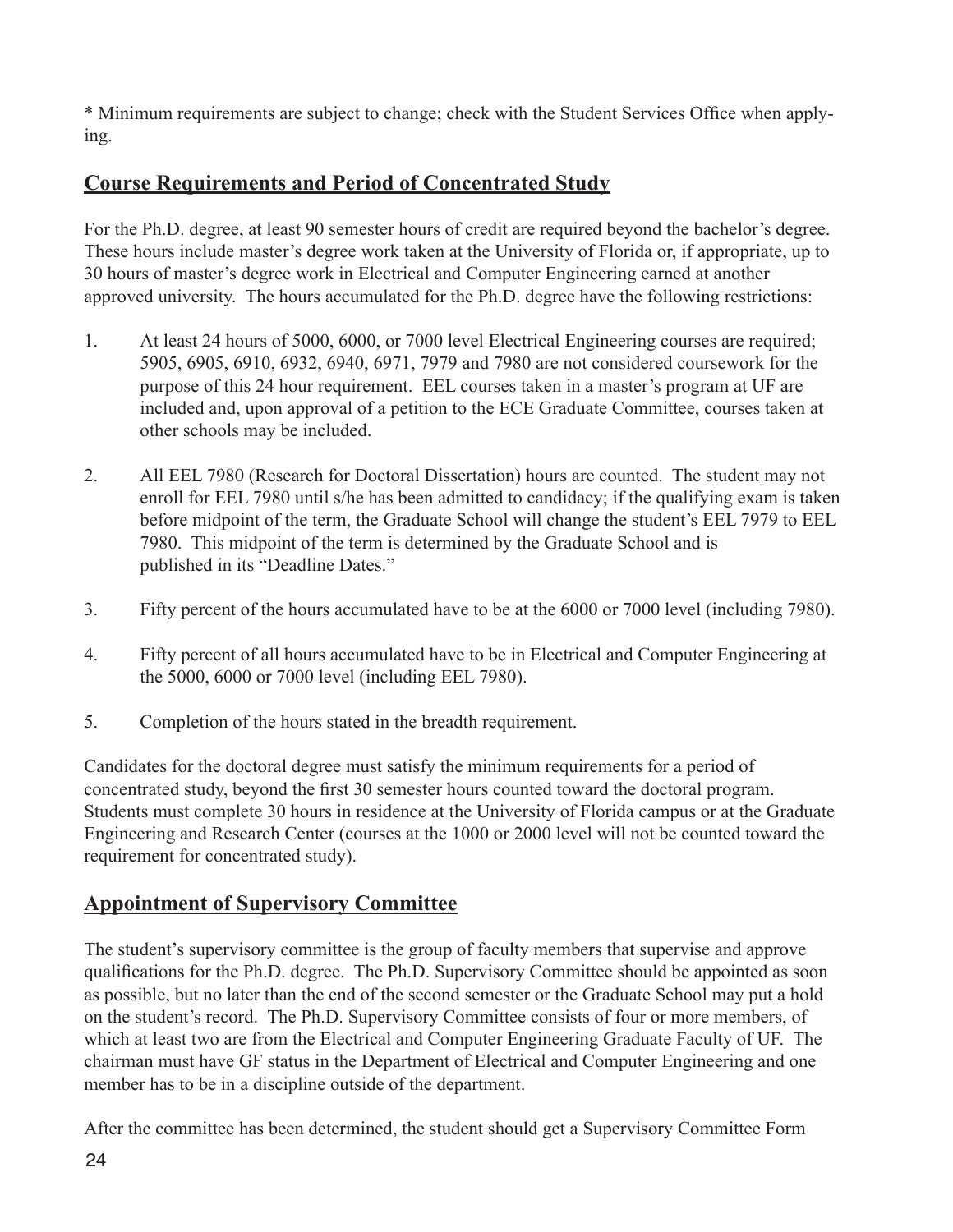* Minimum requirements are subject to change; check with the Student Services Office when applying.

## Course Requirements and Period of Concentrated Study

For the Ph.D. degree, at least 90 semester hours of credit are required beyond the bachelor's degree. These hours include master's degree work taken at the University of Florida or, if appropriate, up to 30 hours of master's degree work in Electrical and Computer Engineering earned at another approved university. The hours accumulated for the Ph.D. degree have the following restrictions:

1. At least 24 hours of 5000, 6000, or 7000 level Electrical Engineering courses are required; 5905, 6905, 6910, 6932, 6940, 6971, 7979 and 7980 are not considered coursework for the purpose of this 24 hour requirement. EEL courses taken in a master's program at UF are included and, upon approval of a petition to the ECE Graduate Committee, courses taken at other schools may be included.

2. All EEL 7980 (Research for Doctoral Dissertation) hours are counted. The student may not enroll for EEL 7980 until s/he has been admitted to candidacy; if the qualifying exam is taken before midpoint of the term, the Graduate School will change the student's EEL 7979 to EEL 7980. This midpoint of the term is determined by the Graduate School and is published in its "Deadline Dates."

3. Fifty percent of the hours accumulated have to be at the 6000 or 7000 level (including 7980).

4. Fifty percent of all hours accumulated have to be in Electrical and Computer Engineering at the 5000, 6000 or 7000 level (including EEL 7980).

5. Completion of the hours stated in the breadth requirement.

Candidates for the doctoral degree must satisfy the minimum requirements for a period of concentrated study, beyond the first 30 semester hours counted toward the doctoral program. Students must complete 30 hours in residence at the University of Florida campus or at the Graduate Engineering and Research Center (courses at the 1000 or 2000 level will not be counted toward the requirement for concentrated study).

## Appointment of Supervisory Committee

The student's supervisory committee is the group of faculty members that supervise and approve qualifications for the Ph.D. degree. The Ph.D. Supervisory Committee should be appointed as soon as possible, but no later than the end of the second semester or the Graduate School may put a hold on the student's record. The Ph.D. Supervisory Committee consists of four or more members, of which at least two are from the Electrical and Computer Engineering Graduate Faculty of UF. The chairman must have GF status in the Department of Electrical and Computer Engineering and one member has to be in a discipline outside of the department.

After the committee has been determined, the student should get a Supervisory Committee Form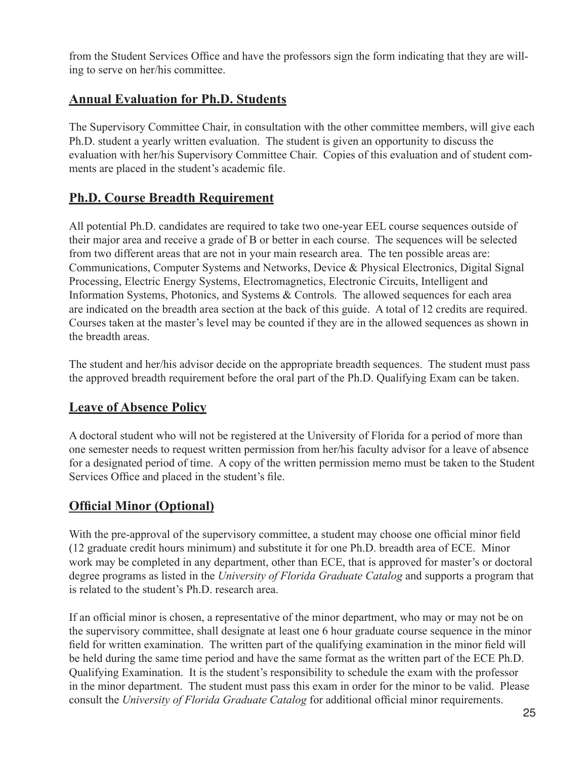from the Student Services Office and have the professors sign the form indicating that they are willing to serve on her/his committee.

## Annual Evaluation for Ph.D. Students

The Supervisory Committee Chair, in consultation with the other committee members, will give each Ph.D. student a yearly written evaluation. The student is given an opportunity to discuss the evaluation with her/his Supervisory Committee Chair. Copies of this evaluation and of student comments are placed in the student's academic file.

## Ph.D. Course Breadth Requirement

All potential Ph.D. candidates are required to take two one-year EEL course sequences outside of their major area and receive a grade of B or better in each course. The sequences will be selected from two different areas that are not in your main research area. The ten possible areas are: Communications, Computer Systems and Networks, Device & Physical Electronics, Digital Signal Processing, Electric Energy Systems, Electromagnetics, Electronic Circuits, Intelligent and Information Systems, Photonics, and Systems & Controls. The allowed sequences for each area are indicated on the breadth area section at the back of this guide. A total of 12 credits are required. Courses taken at the master's level may be counted if they are in the allowed sequences as shown in the breadth areas.

The student and her/his advisor decide on the appropriate breadth sequences. The student must pass the approved breadth requirement before the oral part of the Ph.D. Qualifying Exam can be taken.

## Leave of Absence Policy

A doctoral student who will not be registered at the University of Florida for a period of more than one semester needs to request written permission from her/his faculty advisor for a leave of absence for a designated period of time. A copy of the written permission memo must be taken to the Student Services Office and placed in the student's file.

## Official Minor (Optional)

With the pre-approval of the supervisory committee, a student may choose one official minor field (12 graduate credit hours minimum) and substitute it for one Ph.D. breadth area of ECE. Minor work may be completed in any department, other than ECE, that is approved for master's or doctoral degree programs as listed in the *University of Florida Graduate Catalog* and supports a program that is related to the student's Ph.D. research area.

If an official minor is chosen, a representative of the minor department, who may or may not be on the supervisory committee, shall designate at least one 6 hour graduate course sequence in the minor field for written examination. The written part of the qualifying examination in the minor field will be held during the same time period and have the same format as the written part of the ECE Ph.D. Qualifying Examination. It is the student's responsibility to schedule the exam with the professor in the minor department. The student must pass this exam in order for the minor to be valid. Please consult the *University of Florida Graduate Catalog* for additional official minor requirements.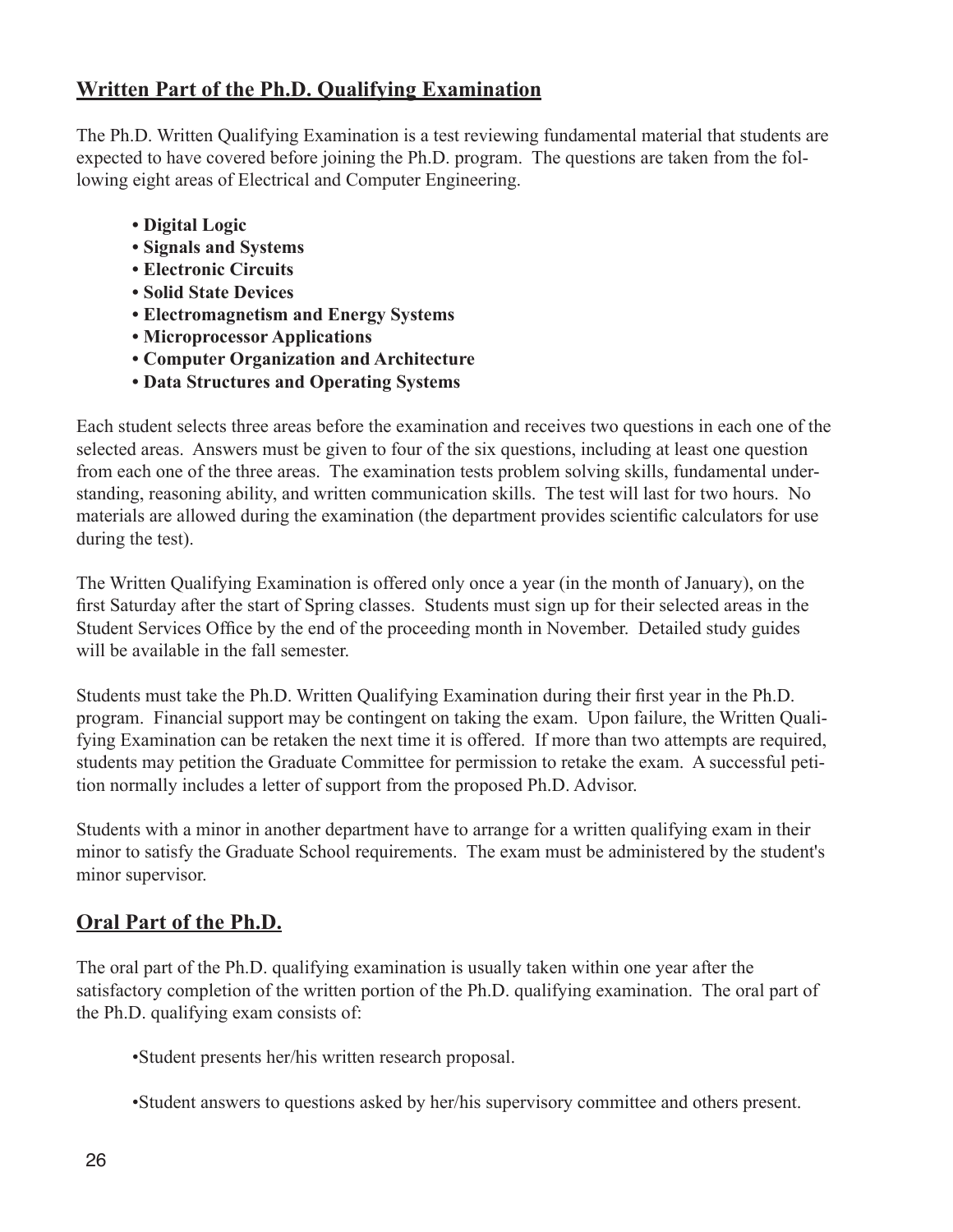## Written Part of the Ph.D. Qualifying Examination

The Ph.D. Written Qualifying Examination is a test reviewing fundamental material that students are expected to have covered before joining the Ph.D. program. The questions are taken from the following eight areas of Electrical and Computer Engineering.

- **Digital Logic**
- **Signals and Systems**
- **Electronic Circuits**
- **Solid State Devices**
- **Electromagnetism and Energy Systems**
- **Microprocessor Applications**
- **Computer Organization and Architecture**
- **Data Structures and Operating Systems**

Each student selects three areas before the examination and receives two questions in each one of the selected areas. Answers must be given to four of the six questions, including at least one question from each one of the three areas. The examination tests problem solving skills, fundamental understanding, reasoning ability, and written communication skills. The test will last for two hours. No materials are allowed during the examination (the department provides scientific calculators for use during the test).

The Written Qualifying Examination is offered only once a year (in the month of January), on the first Saturday after the start of Spring classes. Students must sign up for their selected areas in the Student Services Office by the end of the proceeding month in November. Detailed study guides will be available in the fall semester.

Students must take the Ph.D. Written Qualifying Examination during their first year in the Ph.D. program. Financial support may be contingent on taking the exam. Upon failure, the Written Qualifying Examination can be retaken the next time it is offered. If more than two attempts are required, students may petition the Graduate Committee for permission to retake the exam. A successful petition normally includes a letter of support from the proposed Ph.D. Advisor.

Students with a minor in another department have to arrange for a written qualifying exam in their minor to satisfy the Graduate School requirements. The exam must be administered by the student's minor supervisor.

## Oral Part of the Ph.D.

The oral part of the Ph.D. qualifying examination is usually taken within one year after the satisfactory completion of the written portion of the Ph.D. qualifying examination. The oral part of the Ph.D. qualifying exam consists of:

- Student presents her/his written research proposal.
- Student answers to questions asked by her/his supervisory committee and others present.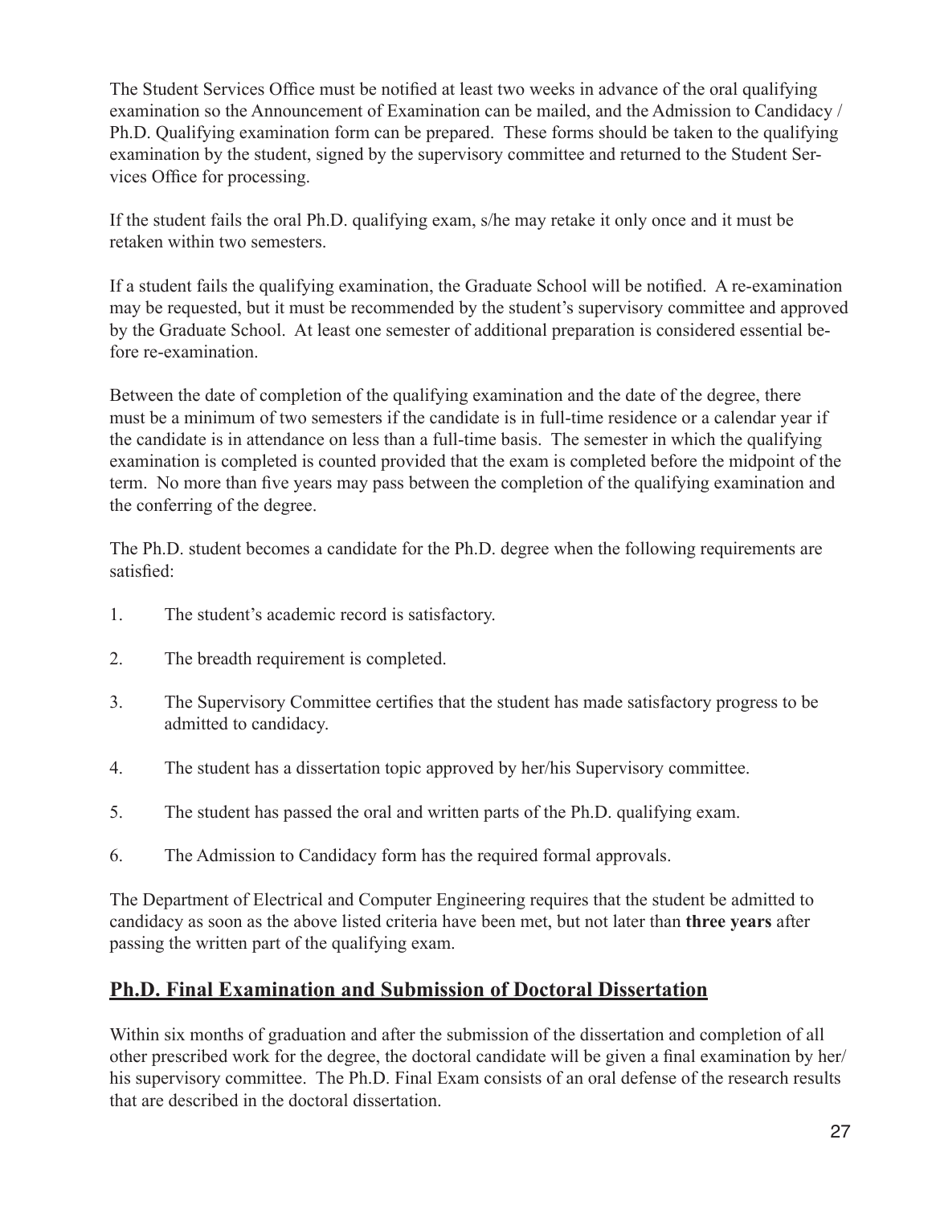The Student Services Office must be notified at least two weeks in advance of the oral qualifying examination so the Announcement of Examination can be mailed, and the Admission to Candidacy / Ph.D. Qualifying examination form can be prepared. These forms should be taken to the qualifying examination by the student, signed by the supervisory committee and returned to the Student Services Office for processing.

If the student fails the oral Ph.D. qualifying exam, s/he may retake it only once and it must be retaken within two semesters.

If a student fails the qualifying examination, the Graduate School will be notified. A re-examination may be requested, but it must be recommended by the student's supervisory committee and approved by the Graduate School. At least one semester of additional preparation is considered essential before re-examination.

Between the date of completion of the qualifying examination and the date of the degree, there must be a minimum of two semesters if the candidate is in full-time residence or a calendar year if the candidate is in attendance on less than a full-time basis. The semester in which the qualifying examination is completed is counted provided that the exam is completed before the midpoint of the term. No more than five years may pass between the completion of the qualifying examination and the conferring of the degree.

The Ph.D. student becomes a candidate for the Ph.D. degree when the following requirements are satisfied:

1. The student's academic record is satisfactory.
2. The breadth requirement is completed.
3. The Supervisory Committee certifies that the student has made satisfactory progress to be admitted to candidacy.
4. The student has a dissertation topic approved by her/his Supervisory committee.
5. The student has passed the oral and written parts of the Ph.D. qualifying exam.
6. The Admission to Candidacy form has the required formal approvals.

The Department of Electrical and Computer Engineering requires that the student be admitted to candidacy as soon as the above listed criteria have been met, but not later than **three years** after passing the written part of the qualifying exam.

## Ph.D. Final Examination and Submission of Doctoral Dissertation

Within six months of graduation and after the submission of the dissertation and completion of all other prescribed work for the degree, the doctoral candidate will be given a final examination by her/his supervisory committee. The Ph.D. Final Exam consists of an oral defense of the research results that are described in the doctoral dissertation.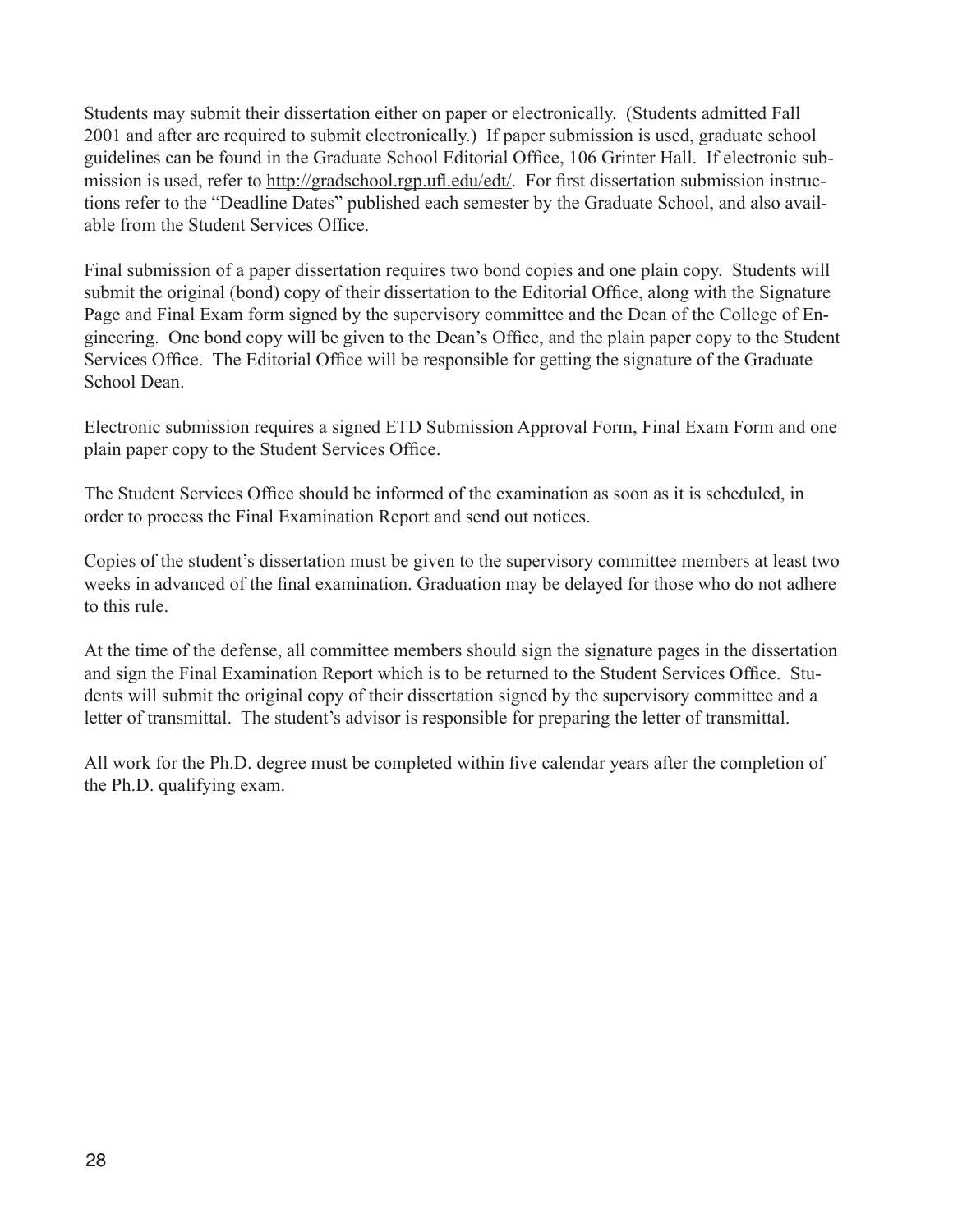Students may submit their dissertation either on paper or electronically. (Students admitted Fall 2001 and after are required to submit electronically.) If paper submission is used, graduate school guidelines can be found in the Graduate School Editorial Office, 106 Grinter Hall. If electronic submission is used, refer to http://gradschool.rgp.ufl.edu/edt/. For first dissertation submission instructions refer to the "Deadline Dates" published each semester by the Graduate School, and also available from the Student Services Office.

Final submission of a paper dissertation requires two bond copies and one plain copy. Students will submit the original (bond) copy of their dissertation to the Editorial Office, along with the Signature Page and Final Exam form signed by the supervisory committee and the Dean of the College of Engineering. One bond copy will be given to the Dean's Office, and the plain paper copy to the Student Services Office. The Editorial Office will be responsible for getting the signature of the Graduate School Dean.

Electronic submission requires a signed ETD Submission Approval Form, Final Exam Form and one plain paper copy to the Student Services Office.

The Student Services Office should be informed of the examination as soon as it is scheduled, in order to process the Final Examination Report and send out notices.

Copies of the student's dissertation must be given to the supervisory committee members at least two weeks in advanced of the final examination. Graduation may be delayed for those who do not adhere to this rule.

At the time of the defense, all committee members should sign the signature pages in the dissertation and sign the Final Examination Report which is to be returned to the Student Services Office. Students will submit the original copy of their dissertation signed by the supervisory committee and a letter of transmittal. The student's advisor is responsible for preparing the letter of transmittal.

All work for the Ph.D. degree must be completed within five calendar years after the completion of the Ph.D. qualifying exam.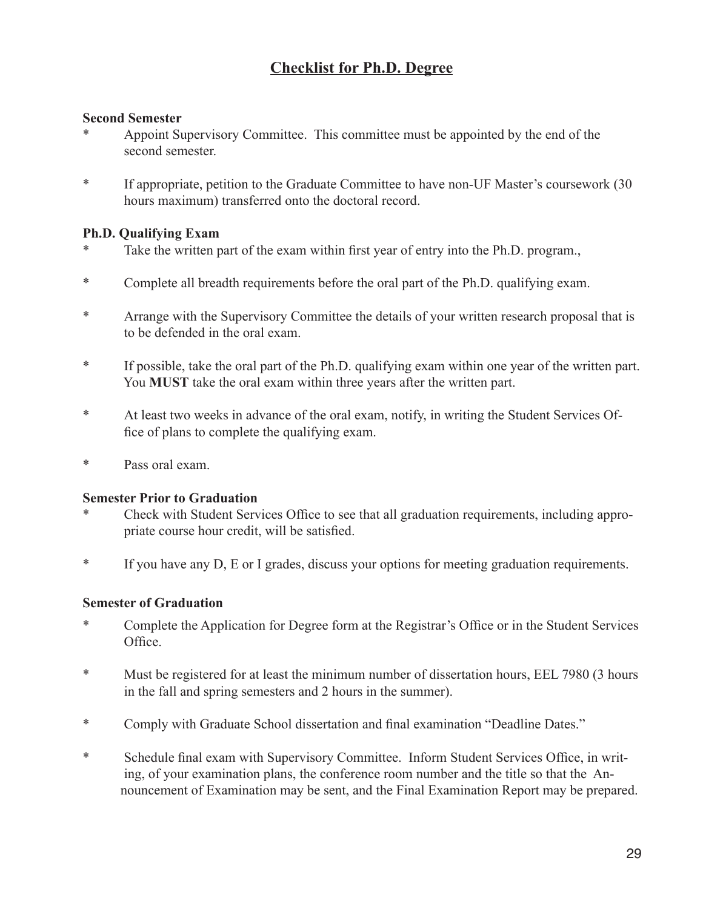## Checklist for Ph.D. Degree

**Second Semester**

* Appoint Supervisory Committee. This committee must be appointed by the end of the second semester.

* If appropriate, petition to the Graduate Committee to have non-UF Master's coursework (30 hours maximum) transferred onto the doctoral record.

**Ph.D. Qualifying Exam**

* Take the written part of the exam within first year of entry into the Ph.D. program.,

* Complete all breadth requirements before the oral part of the Ph.D. qualifying exam.

* Arrange with the Supervisory Committee the details of your written research proposal that is to be defended in the oral exam.

* If possible, take the oral part of the Ph.D. qualifying exam within one year of the written part. You **MUST** take the oral exam within three years after the written part.

* At least two weeks in advance of the oral exam, notify, in writing the Student Services Office of plans to complete the qualifying exam.

* Pass oral exam.

**Semester Prior to Graduation**

* Check with Student Services Office to see that all graduation requirements, including appropriate course hour credit, will be satisfied.

* If you have any D, E or I grades, discuss your options for meeting graduation requirements.

**Semester of Graduation**

* Complete the Application for Degree form at the Registrar's Office or in the Student Services Office.

* Must be registered for at least the minimum number of dissertation hours, EEL 7980 (3 hours in the fall and spring semesters and 2 hours in the summer).

* Comply with Graduate School dissertation and final examination "Deadline Dates."

* Schedule final exam with Supervisory Committee. Inform Student Services Office, in writing, of your examination plans, the conference room number and the title so that the Announcement of Examination may be sent, and the Final Examination Report may be prepared.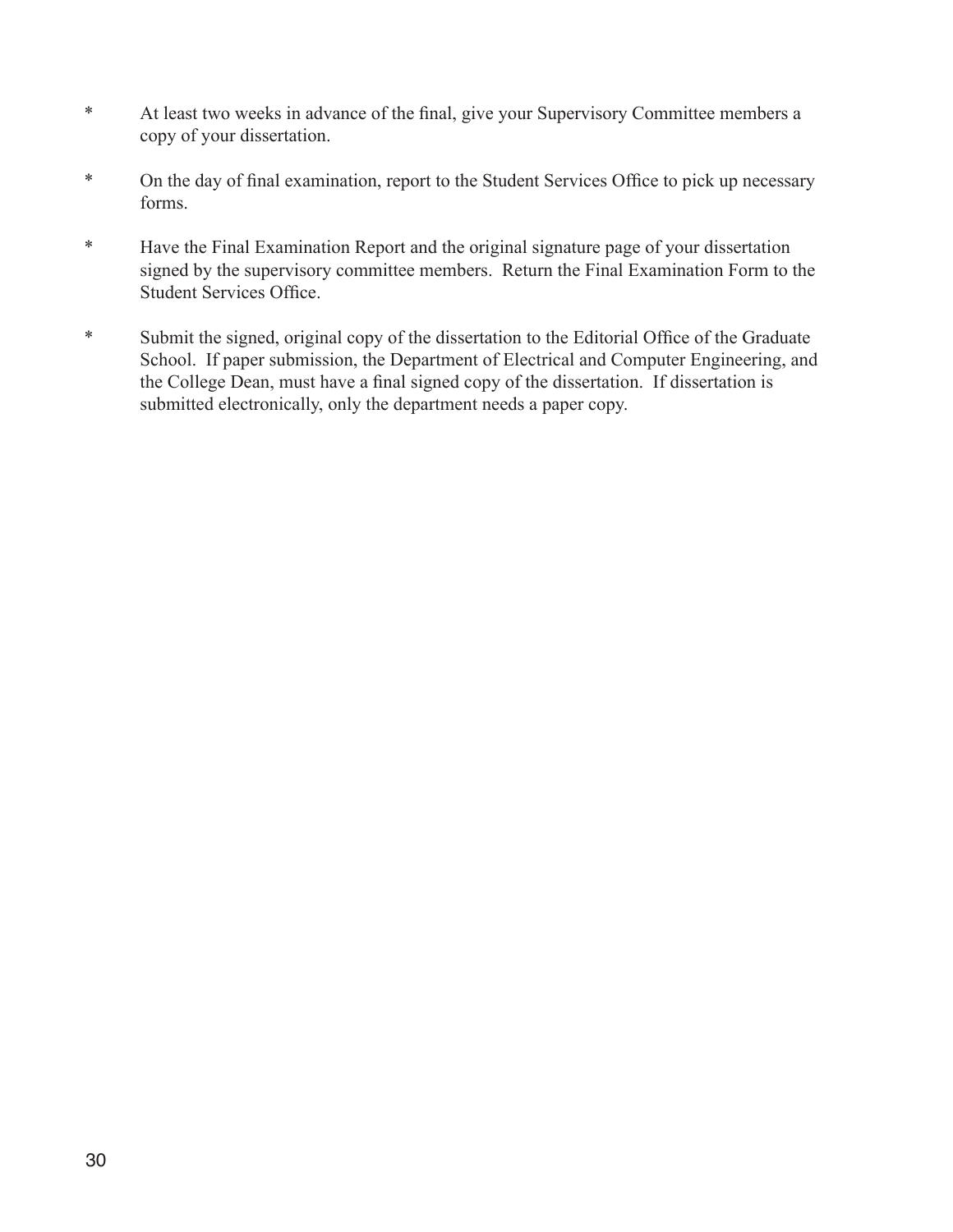* At least two weeks in advance of the final, give your Supervisory Committee members a copy of your dissertation.

* On the day of final examination, report to the Student Services Office to pick up necessary forms.

* Have the Final Examination Report and the original signature page of your dissertation signed by the supervisory committee members. Return the Final Examination Form to the Student Services Office.

* Submit the signed, original copy of the dissertation to the Editorial Office of the Graduate School. If paper submission, the Department of Electrical and Computer Engineering, and the College Dean, must have a final signed copy of the dissertation. If dissertation is submitted electronically, only the department needs a paper copy.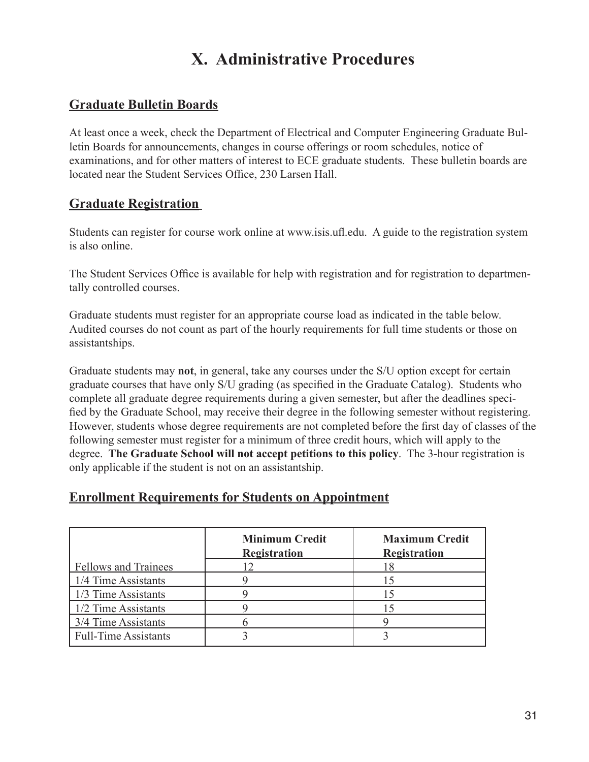# X. Administrative Procedures

## Graduate Bulletin Boards

At least once a week, check the Department of Electrical and Computer Engineering Graduate Bulletin Boards for announcements, changes in course offerings or room schedules, notice of examinations, and for other matters of interest to ECE graduate students. These bulletin boards are located near the Student Services Office, 230 Larsen Hall.

## Graduate Registration

Students can register for course work online at www.isis.ufl.edu. A guide to the registration system is also online.

The Student Services Office is available for help with registration and for registration to departmentally controlled courses.

Graduate students must register for an appropriate course load as indicated in the table below. Audited courses do not count as part of the hourly requirements for full time students or those on assistantships.

Graduate students may **not**, in general, take any courses under the S/U option except for certain graduate courses that have only S/U grading (as specified in the Graduate Catalog). Students who complete all graduate degree requirements during a given semester, but after the deadlines specified by the Graduate School, may receive their degree in the following semester without registering. However, students whose degree requirements are not completed before the first day of classes of the following semester must register for a minimum of three credit hours, which will apply to the degree. **The Graduate School will not accept petitions to this policy**. The 3-hour registration is only applicable if the student is not on an assistantship.

## Enrollment Requirements for Students on Appointment

| | Minimum Credit Registration | Maximum Credit Registration |
|---|---|---|
| Fellows and Trainees | 12 | 18 |
| 1/4 Time Assistants | 9 | 15 |
| 1/3 Time Assistants | 9 | 15 |
| 1/2 Time Assistants | 9 | 15 |
| 3/4 Time Assistants | 6 | 9 |
| Full-Time Assistants | 3 | 3 |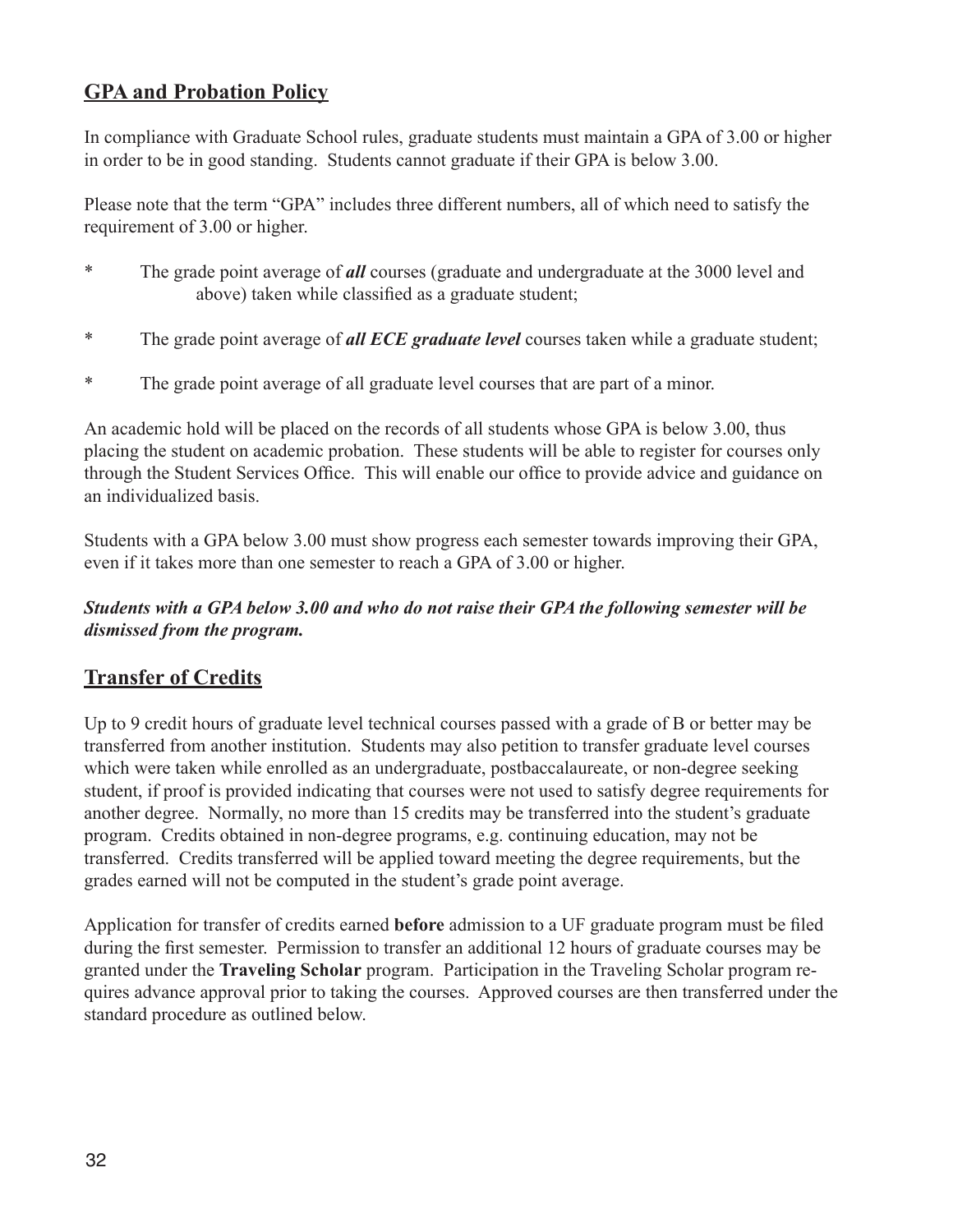## GPA and Probation Policy

In compliance with Graduate School rules, graduate students must maintain a GPA of 3.00 or higher in order to be in good standing. Students cannot graduate if their GPA is below 3.00.

Please note that the term "GPA" includes three different numbers, all of which need to satisfy the requirement of 3.00 or higher.

- The grade point average of ***all*** courses (graduate and undergraduate at the 3000 level and above) taken while classified as a graduate student;
- The grade point average of ***all ECE graduate level*** courses taken while a graduate student;
- The grade point average of all graduate level courses that are part of a minor.

An academic hold will be placed on the records of all students whose GPA is below 3.00, thus placing the student on academic probation. These students will be able to register for courses only through the Student Services Office. This will enable our office to provide advice and guidance on an individualized basis.

Students with a GPA below 3.00 must show progress each semester towards improving their GPA, even if it takes more than one semester to reach a GPA of 3.00 or higher.

***Students with a GPA below 3.00 and who do not raise their GPA the following semester will be dismissed from the program.***

## Transfer of Credits

Up to 9 credit hours of graduate level technical courses passed with a grade of B or better may be transferred from another institution. Students may also petition to transfer graduate level courses which were taken while enrolled as an undergraduate, postbaccalaureate, or non-degree seeking student, if proof is provided indicating that courses were not used to satisfy degree requirements for another degree. Normally, no more than 15 credits may be transferred into the student's graduate program. Credits obtained in non-degree programs, e.g. continuing education, may not be transferred. Credits transferred will be applied toward meeting the degree requirements, but the grades earned will not be computed in the student's grade point average.

Application for transfer of credits earned **before** admission to a UF graduate program must be filed during the first semester. Permission to transfer an additional 12 hours of graduate courses may be granted under the **Traveling Scholar** program. Participation in the Traveling Scholar program requires advance approval prior to taking the courses. Approved courses are then transferred under the standard procedure as outlined below.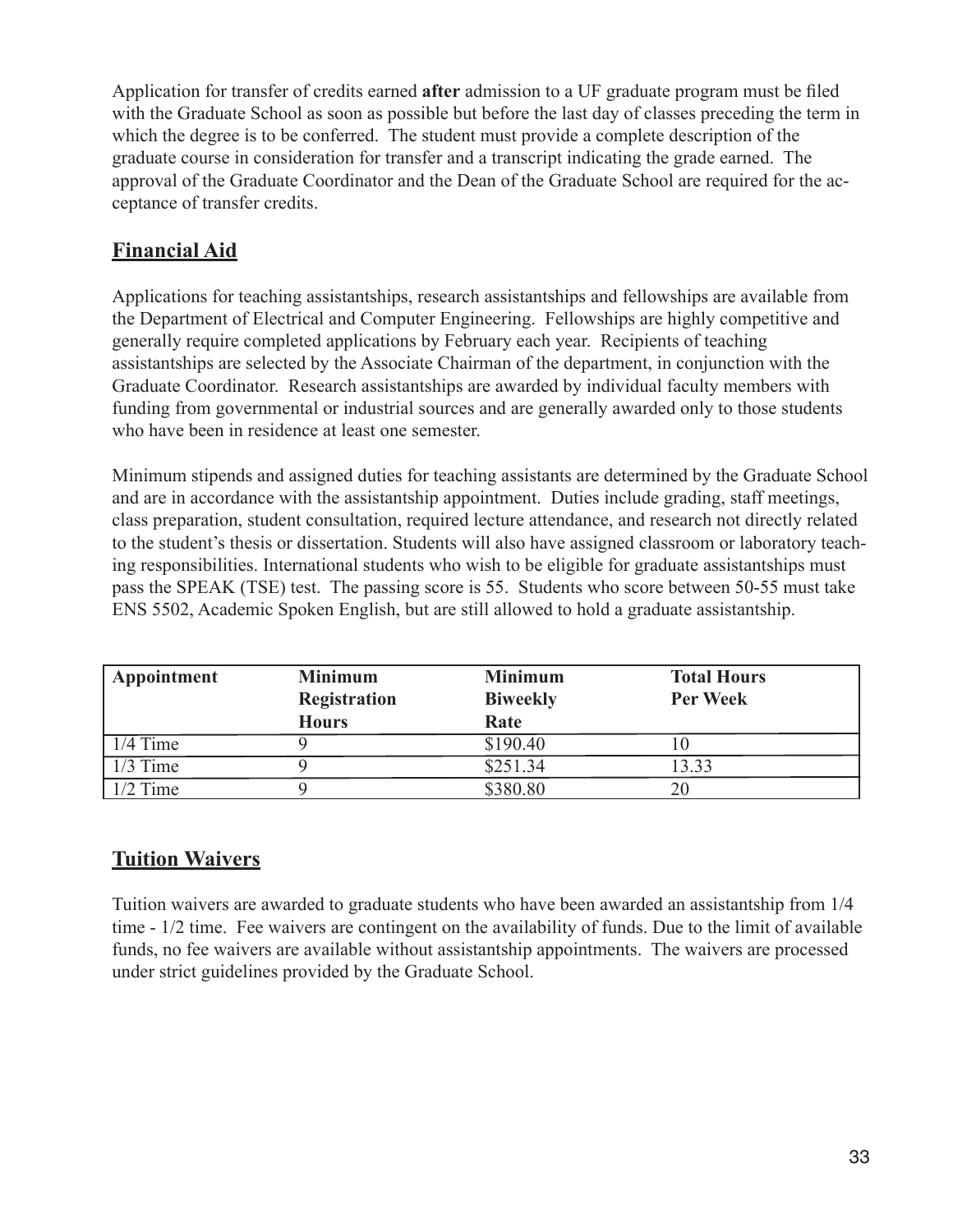Application for transfer of credits earned **after** admission to a UF graduate program must be filed with the Graduate School as soon as possible but before the last day of classes preceding the term in which the degree is to be conferred. The student must provide a complete description of the graduate course in consideration for transfer and a transcript indicating the grade earned. The approval of the Graduate Coordinator and the Dean of the Graduate School are required for the acceptance of transfer credits.

## Financial Aid

Applications for teaching assistantships, research assistantships and fellowships are available from the Department of Electrical and Computer Engineering. Fellowships are highly competitive and generally require completed applications by February each year. Recipients of teaching assistantships are selected by the Associate Chairman of the department, in conjunction with the Graduate Coordinator. Research assistantships are awarded by individual faculty members with funding from governmental or industrial sources and are generally awarded only to those students who have been in residence at least one semester.

Minimum stipends and assigned duties for teaching assistants are determined by the Graduate School and are in accordance with the assistantship appointment. Duties include grading, staff meetings, class preparation, student consultation, required lecture attendance, and research not directly related to the student's thesis or dissertation. Students will also have assigned classroom or laboratory teaching responsibilities. International students who wish to be eligible for graduate assistantships must pass the SPEAK (TSE) test. The passing score is 55. Students who score between 50-55 must take ENS 5502, Academic Spoken English, but are still allowed to hold a graduate assistantship.

| Appointment | Minimum Registration Hours | Minimum Biweekly Rate | Total Hours Per Week |
|---|---|---|---|
| 1/4 Time | 9 | $190.40 | 10 |
| 1/3 Time | 9 | $251.34 | 13.33 |
| 1/2 Time | 9 | $380.80 | 20 |

## Tuition Waivers

Tuition waivers are awarded to graduate students who have been awarded an assistantship from 1/4 time - 1/2 time. Fee waivers are contingent on the availability of funds. Due to the limit of available funds, no fee waivers are available without assistantship appointments. The waivers are processed under strict guidelines provided by the Graduate School.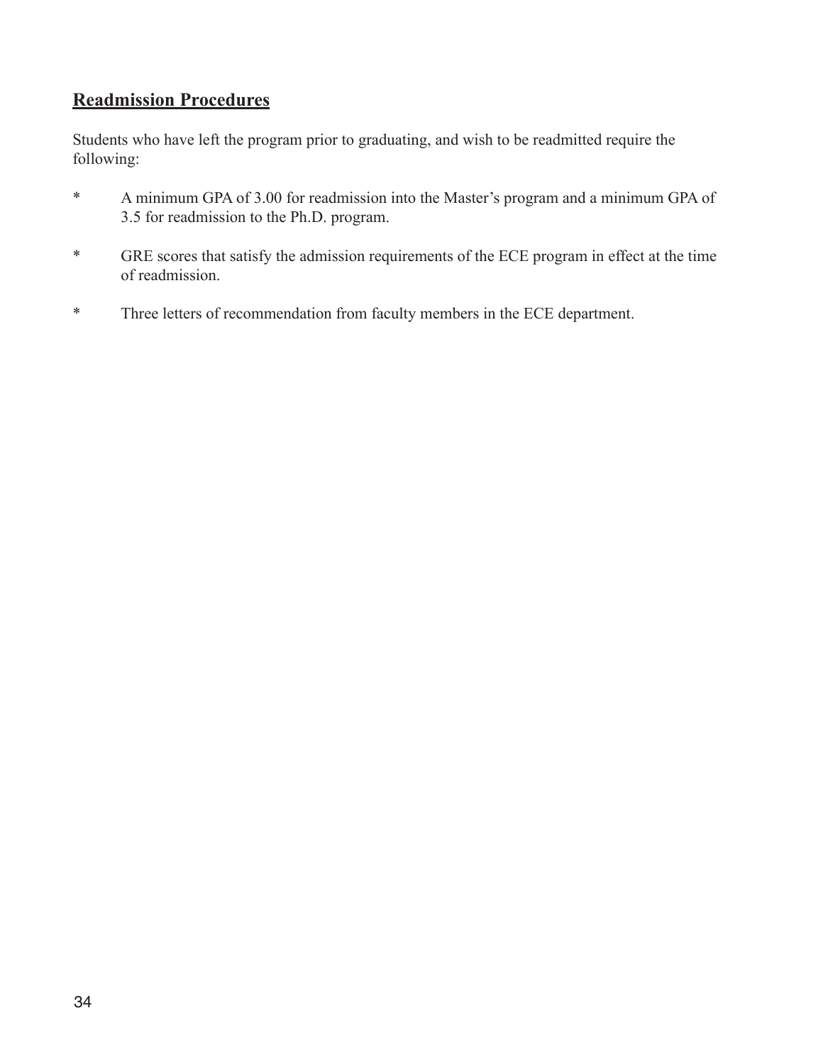## Readmission Procedures

Students who have left the program prior to graduating, and wish to be readmitted require the following:

* A minimum GPA of 3.00 for readmission into the Master's program and a minimum GPA of 3.5 for readmission to the Ph.D. program.

* GRE scores that satisfy the admission requirements of the ECE program in effect at the time of readmission.

* Three letters of recommendation from faculty members in the ECE department.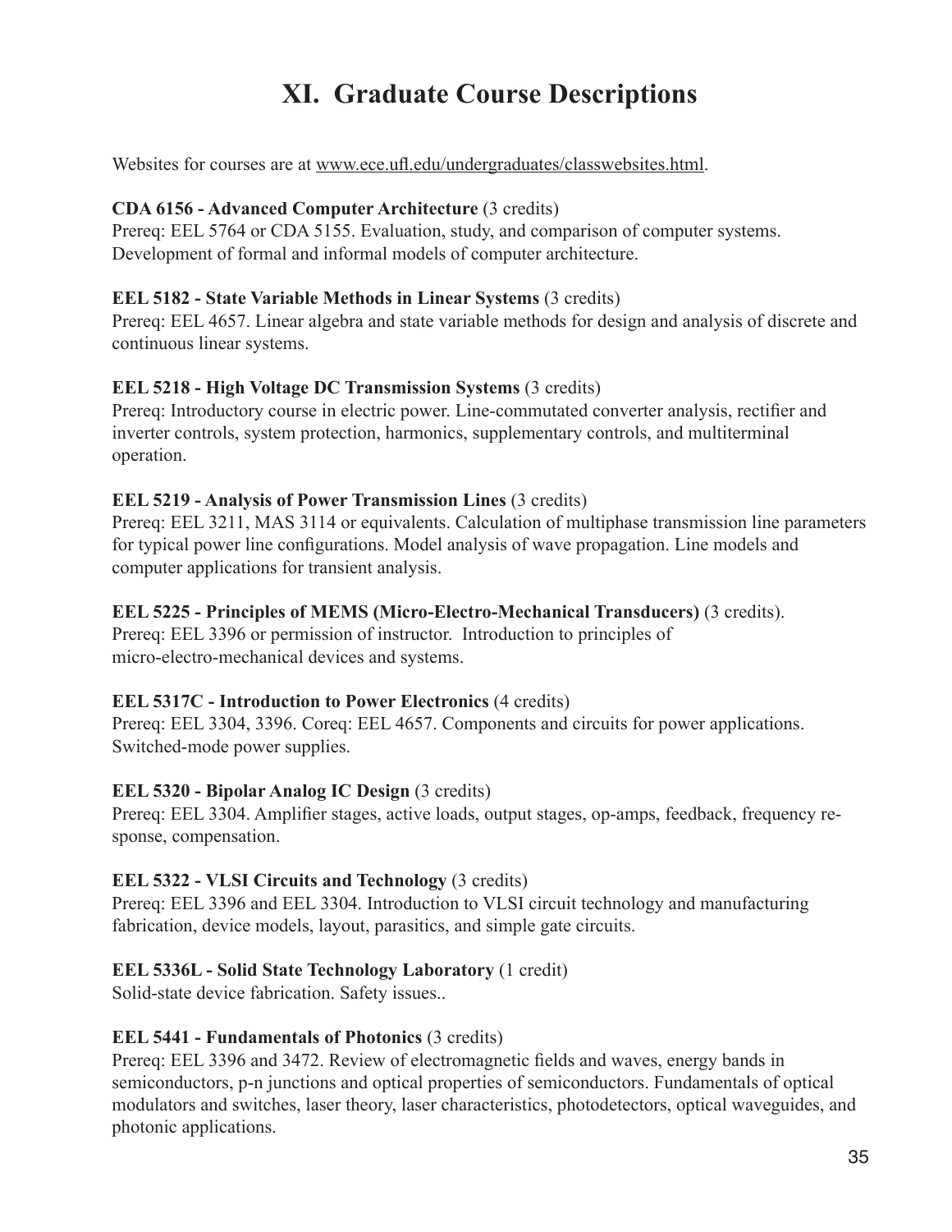# XI. Graduate Course Descriptions

Websites for courses are at www.ece.ufl.edu/undergraduates/classwebsites.html.

**CDA 6156 - Advanced Computer Architecture** (3 credits)
Prereq: EEL 5764 or CDA 5155. Evaluation, study, and comparison of computer systems. Development of formal and informal models of computer architecture.

**EEL 5182 - State Variable Methods in Linear Systems** (3 credits)
Prereq: EEL 4657. Linear algebra and state variable methods for design and analysis of discrete and continuous linear systems.

**EEL 5218 - High Voltage DC Transmission Systems** (3 credits)
Prereq: Introductory course in electric power. Line-commutated converter analysis, rectifier and inverter controls, system protection, harmonics, supplementary controls, and multiterminal operation.

**EEL 5219 - Analysis of Power Transmission Lines** (3 credits)
Prereq: EEL 3211, MAS 3114 or equivalents. Calculation of multiphase transmission line parameters for typical power line configurations. Model analysis of wave propagation. Line models and computer applications for transient analysis.

**EEL 5225 - Principles of MEMS (Micro-Electro-Mechanical Transducers)** (3 credits).
Prereq: EEL 3396 or permission of instructor. Introduction to principles of micro-electro-mechanical devices and systems.

**EEL 5317C - Introduction to Power Electronics** (4 credits)
Prereq: EEL 3304, 3396. Coreq: EEL 4657. Components and circuits for power applications. Switched-mode power supplies.

**EEL 5320 - Bipolar Analog IC Design** (3 credits)
Prereq: EEL 3304. Amplifier stages, active loads, output stages, op-amps, feedback, frequency response, compensation.

**EEL 5322 - VLSI Circuits and Technology** (3 credits)
Prereq: EEL 3396 and EEL 3304. Introduction to VLSI circuit technology and manufacturing fabrication, device models, layout, parasitics, and simple gate circuits.

**EEL 5336L - Solid State Technology Laboratory** (1 credit)
Solid-state device fabrication. Safety issues..

**EEL 5441 - Fundamentals of Photonics** (3 credits)
Prereq: EEL 3396 and 3472. Review of electromagnetic fields and waves, energy bands in semiconductors, p-n junctions and optical properties of semiconductors. Fundamentals of optical modulators and switches, laser theory, laser characteristics, photodetectors, optical waveguides, and photonic applications.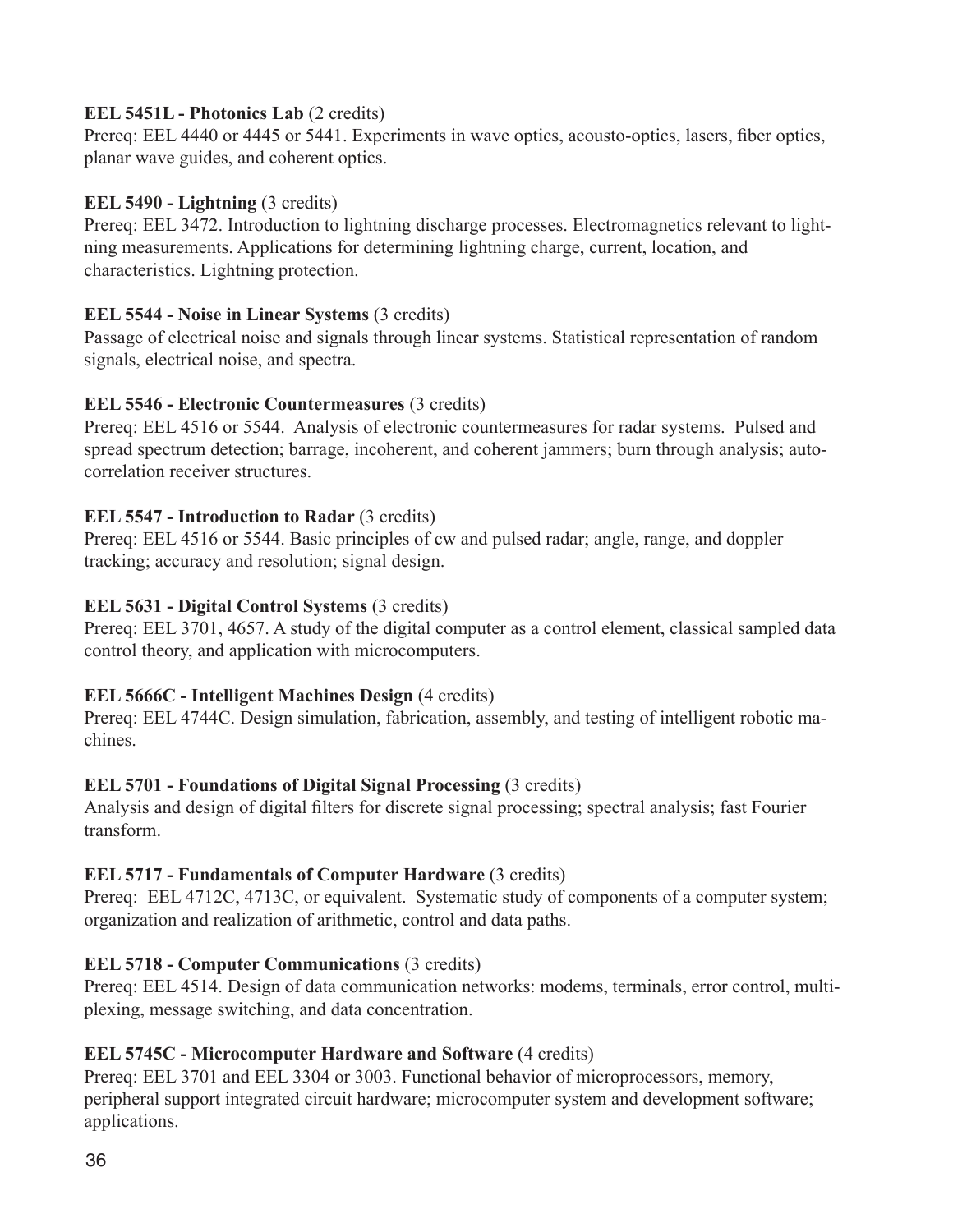**EEL 5451L - Photonics Lab** (2 credits)
Prereq: EEL 4440 or 4445 or 5441. Experiments in wave optics, acousto-optics, lasers, fiber optics, planar wave guides, and coherent optics.

**EEL 5490 - Lightning** (3 credits)
Prereq: EEL 3472. Introduction to lightning discharge processes. Electromagnetics relevant to lightning measurements. Applications for determining lightning charge, current, location, and characteristics. Lightning protection.

**EEL 5544 - Noise in Linear Systems** (3 credits)
Passage of electrical noise and signals through linear systems. Statistical representation of random signals, electrical noise, and spectra.

**EEL 5546 - Electronic Countermeasures** (3 credits)
Prereq: EEL 4516 or 5544. Analysis of electronic countermeasures for radar systems. Pulsed and spread spectrum detection; barrage, incoherent, and coherent jammers; burn through analysis; autocorrelation receiver structures.

**EEL 5547 - Introduction to Radar** (3 credits)
Prereq: EEL 4516 or 5544. Basic principles of cw and pulsed radar; angle, range, and doppler tracking; accuracy and resolution; signal design.

**EEL 5631 - Digital Control Systems** (3 credits)
Prereq: EEL 3701, 4657. A study of the digital computer as a control element, classical sampled data control theory, and application with microcomputers.

**EEL 5666C - Intelligent Machines Design** (4 credits)
Prereq: EEL 4744C. Design simulation, fabrication, assembly, and testing of intelligent robotic machines.

**EEL 5701 - Foundations of Digital Signal Processing** (3 credits)
Analysis and design of digital filters for discrete signal processing; spectral analysis; fast Fourier transform.

**EEL 5717 - Fundamentals of Computer Hardware** (3 credits)
Prereq: EEL 4712C, 4713C, or equivalent. Systematic study of components of a computer system; organization and realization of arithmetic, control and data paths.

**EEL 5718 - Computer Communications** (3 credits)
Prereq: EEL 4514. Design of data communication networks: modems, terminals, error control, multiplexing, message switching, and data concentration.

**EEL 5745C - Microcomputer Hardware and Software** (4 credits)
Prereq: EEL 3701 and EEL 3304 or 3003. Functional behavior of microprocessors, memory, peripheral support integrated circuit hardware; microcomputer system and development software; applications.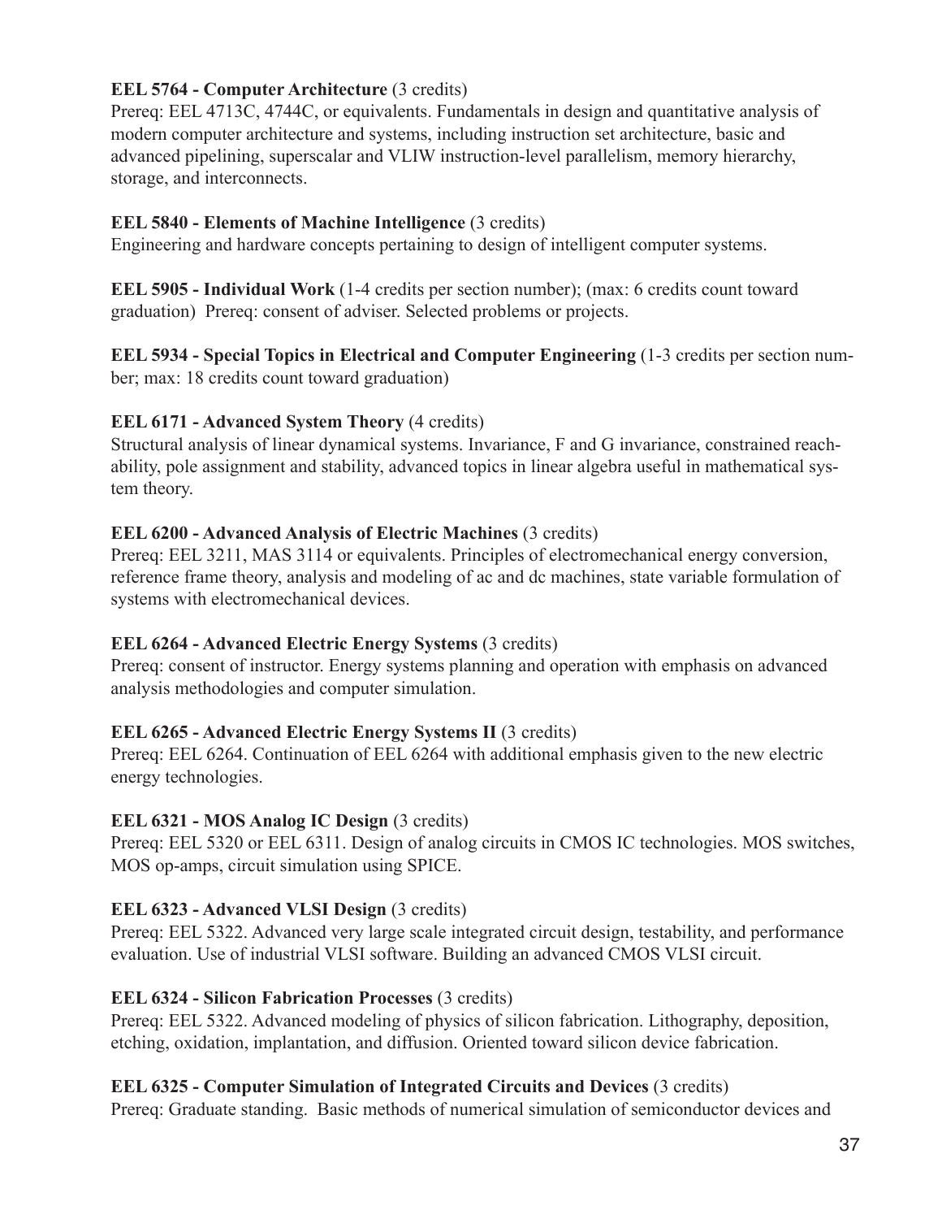**EEL 5764 - Computer Architecture** (3 credits)
Prereq: EEL 4713C, 4744C, or equivalents. Fundamentals in design and quantitative analysis of modern computer architecture and systems, including instruction set architecture, basic and advanced pipelining, superscalar and VLIW instruction-level parallelism, memory hierarchy, storage, and interconnects.

**EEL 5840 - Elements of Machine Intelligence** (3 credits)
Engineering and hardware concepts pertaining to design of intelligent computer systems.

**EEL 5905 - Individual Work** (1-4 credits per section number); (max: 6 credits count toward graduation) Prereq: consent of adviser. Selected problems or projects.

**EEL 5934 - Special Topics in Electrical and Computer Engineering** (1-3 credits per section number; max: 18 credits count toward graduation)

**EEL 6171 - Advanced System Theory** (4 credits)
Structural analysis of linear dynamical systems. Invariance, F and G invariance, constrained reachability, pole assignment and stability, advanced topics in linear algebra useful in mathematical system theory.

**EEL 6200 - Advanced Analysis of Electric Machines** (3 credits)
Prereq: EEL 3211, MAS 3114 or equivalents. Principles of electromechanical energy conversion, reference frame theory, analysis and modeling of ac and dc machines, state variable formulation of systems with electromechanical devices.

**EEL 6264 - Advanced Electric Energy Systems** (3 credits)
Prereq: consent of instructor. Energy systems planning and operation with emphasis on advanced analysis methodologies and computer simulation.

**EEL 6265 - Advanced Electric Energy Systems II** (3 credits)
Prereq: EEL 6264. Continuation of EEL 6264 with additional emphasis given to the new electric energy technologies.

**EEL 6321 - MOS Analog IC Design** (3 credits)
Prereq: EEL 5320 or EEL 6311. Design of analog circuits in CMOS IC technologies. MOS switches, MOS op-amps, circuit simulation using SPICE.

**EEL 6323 - Advanced VLSI Design** (3 credits)
Prereq: EEL 5322. Advanced very large scale integrated circuit design, testability, and performance evaluation. Use of industrial VLSI software. Building an advanced CMOS VLSI circuit.

**EEL 6324 - Silicon Fabrication Processes** (3 credits)
Prereq: EEL 5322. Advanced modeling of physics of silicon fabrication. Lithography, deposition, etching, oxidation, implantation, and diffusion. Oriented toward silicon device fabrication.

**EEL 6325 - Computer Simulation of Integrated Circuits and Devices** (3 credits)
Prereq: Graduate standing. Basic methods of numerical simulation of semiconductor devices and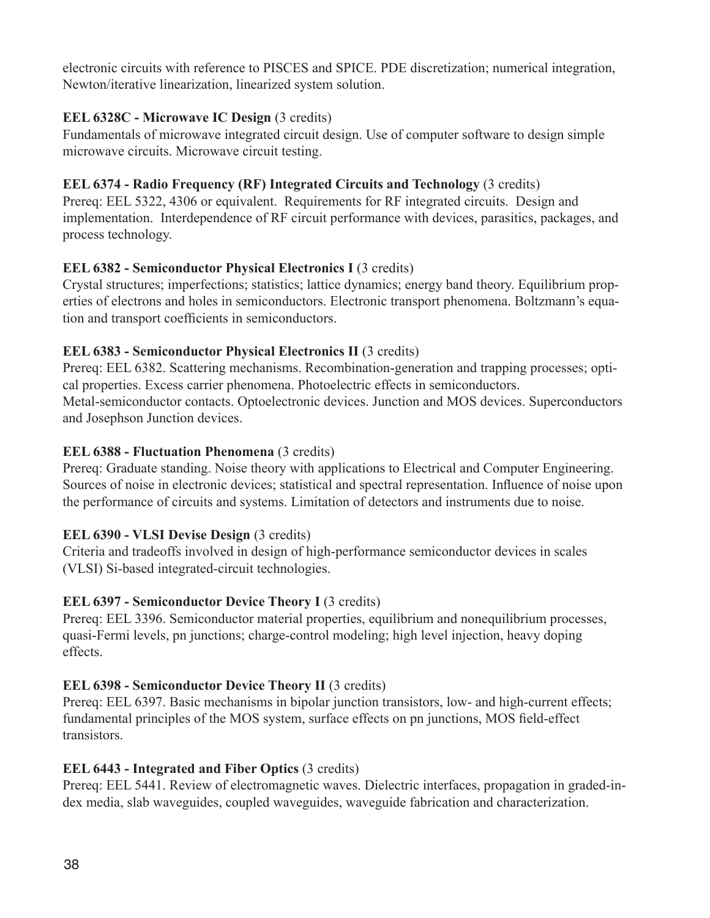electronic circuits with reference to PISCES and SPICE. PDE discretization; numerical integration, Newton/iterative linearization, linearized system solution.

**EEL 6328C - Microwave IC Design** (3 credits)
Fundamentals of microwave integrated circuit design. Use of computer software to design simple microwave circuits. Microwave circuit testing.

**EEL 6374 - Radio Frequency (RF) Integrated Circuits and Technology** (3 credits)
Prereq: EEL 5322, 4306 or equivalent. Requirements for RF integrated circuits. Design and implementation. Interdependence of RF circuit performance with devices, parasitics, packages, and process technology.

**EEL 6382 - Semiconductor Physical Electronics I** (3 credits)
Crystal structures; imperfections; statistics; lattice dynamics; energy band theory. Equilibrium properties of electrons and holes in semiconductors. Electronic transport phenomena. Boltzmann's equation and transport coefficients in semiconductors.

**EEL 6383 - Semiconductor Physical Electronics II** (3 credits)
Prereq: EEL 6382. Scattering mechanisms. Recombination-generation and trapping processes; optical properties. Excess carrier phenomena. Photoelectric effects in semiconductors. Metal-semiconductor contacts. Optoelectronic devices. Junction and MOS devices. Superconductors and Josephson Junction devices.

**EEL 6388 - Fluctuation Phenomena** (3 credits)
Prereq: Graduate standing. Noise theory with applications to Electrical and Computer Engineering. Sources of noise in electronic devices; statistical and spectral representation. Influence of noise upon the performance of circuits and systems. Limitation of detectors and instruments due to noise.

**EEL 6390 - VLSI Devise Design** (3 credits)
Criteria and tradeoffs involved in design of high-performance semiconductor devices in scales (VLSI) Si-based integrated-circuit technologies.

**EEL 6397 - Semiconductor Device Theory I** (3 credits)
Prereq: EEL 3396. Semiconductor material properties, equilibrium and nonequilibrium processes, quasi-Fermi levels, pn junctions; charge-control modeling; high level injection, heavy doping effects.

**EEL 6398 - Semiconductor Device Theory II** (3 credits)
Prereq: EEL 6397. Basic mechanisms in bipolar junction transistors, low- and high-current effects; fundamental principles of the MOS system, surface effects on pn junctions, MOS field-effect transistors.

**EEL 6443 - Integrated and Fiber Optics** (3 credits)
Prereq: EEL 5441. Review of electromagnetic waves. Dielectric interfaces, propagation in graded-index media, slab waveguides, coupled waveguides, waveguide fabrication and characterization.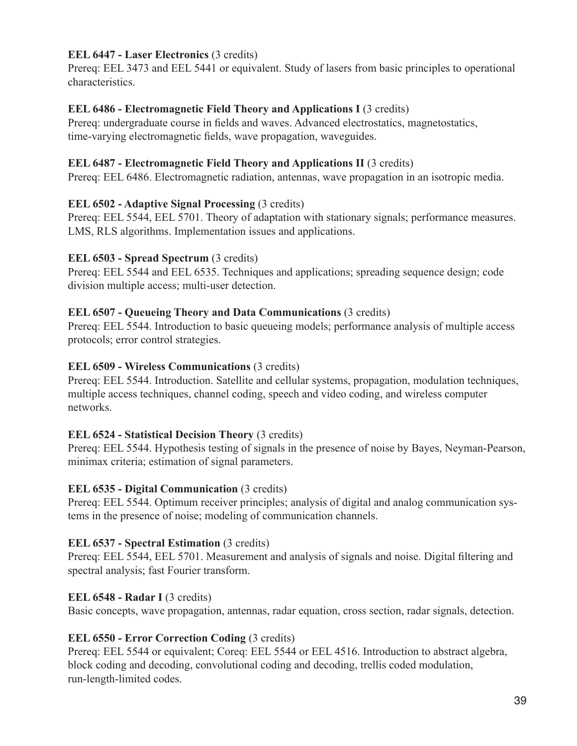**EEL 6447 - Laser Electronics** (3 credits)
Prereq: EEL 3473 and EEL 5441 or equivalent. Study of lasers from basic principles to operational characteristics.

**EEL 6486 - Electromagnetic Field Theory and Applications I** (3 credits)
Prereq: undergraduate course in fields and waves. Advanced electrostatics, magnetostatics, time-varying electromagnetic fields, wave propagation, waveguides.

**EEL 6487 - Electromagnetic Field Theory and Applications II** (3 credits)
Prereq: EEL 6486. Electromagnetic radiation, antennas, wave propagation in an isotropic media.

**EEL 6502 - Adaptive Signal Processing** (3 credits)
Prereq: EEL 5544, EEL 5701. Theory of adaptation with stationary signals; performance measures. LMS, RLS algorithms. Implementation issues and applications.

**EEL 6503 - Spread Spectrum** (3 credits)
Prereq: EEL 5544 and EEL 6535. Techniques and applications; spreading sequence design; code division multiple access; multi-user detection.

**EEL 6507 - Queueing Theory and Data Communications** (3 credits)
Prereq: EEL 5544. Introduction to basic queueing models; performance analysis of multiple access protocols; error control strategies.

**EEL 6509 - Wireless Communications** (3 credits)
Prereq: EEL 5544. Introduction. Satellite and cellular systems, propagation, modulation techniques, multiple access techniques, channel coding, speech and video coding, and wireless computer networks.

**EEL 6524 - Statistical Decision Theory** (3 credits)
Prereq: EEL 5544. Hypothesis testing of signals in the presence of noise by Bayes, Neyman-Pearson, minimax criteria; estimation of signal parameters.

**EEL 6535 - Digital Communication** (3 credits)
Prereq: EEL 5544. Optimum receiver principles; analysis of digital and analog communication systems in the presence of noise; modeling of communication channels.

**EEL 6537 - Spectral Estimation** (3 credits)
Prereq: EEL 5544, EEL 5701. Measurement and analysis of signals and noise. Digital filtering and spectral analysis; fast Fourier transform.

**EEL 6548 - Radar I** (3 credits)
Basic concepts, wave propagation, antennas, radar equation, cross section, radar signals, detection.

**EEL 6550 - Error Correction Coding** (3 credits)
Prereq: EEL 5544 or equivalent; Coreq: EEL 5544 or EEL 4516. Introduction to abstract algebra, block coding and decoding, convolutional coding and decoding, trellis coded modulation, run-length-limited codes.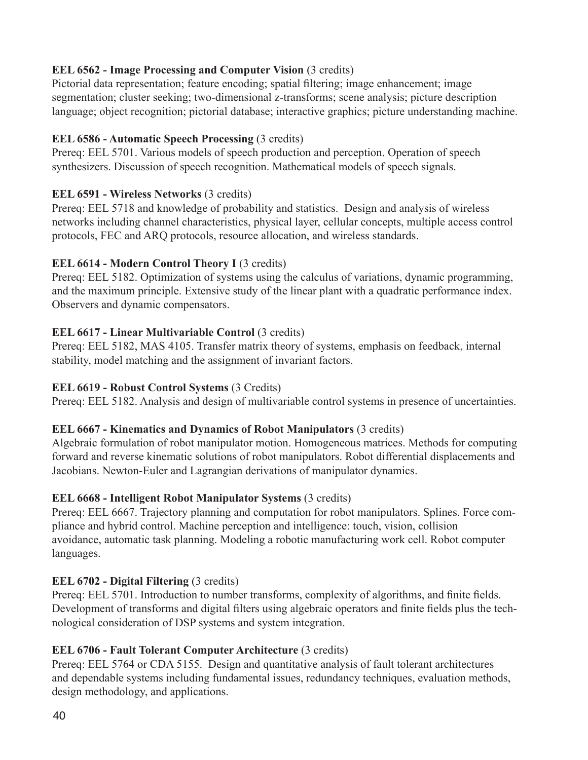**EEL 6562 - Image Processing and Computer Vision** (3 credits)
Pictorial data representation; feature encoding; spatial filtering; image enhancement; image segmentation; cluster seeking; two-dimensional z-transforms; scene analysis; picture description language; object recognition; pictorial database; interactive graphics; picture understanding machine.

**EEL 6586 - Automatic Speech Processing** (3 credits)
Prereq: EEL 5701. Various models of speech production and perception. Operation of speech synthesizers. Discussion of speech recognition. Mathematical models of speech signals.

**EEL 6591 - Wireless Networks** (3 credits)
Prereq: EEL 5718 and knowledge of probability and statistics. Design and analysis of wireless networks including channel characteristics, physical layer, cellular concepts, multiple access control protocols, FEC and ARQ protocols, resource allocation, and wireless standards.

**EEL 6614 - Modern Control Theory I** (3 credits)
Prereq: EEL 5182. Optimization of systems using the calculus of variations, dynamic programming, and the maximum principle. Extensive study of the linear plant with a quadratic performance index. Observers and dynamic compensators.

**EEL 6617 - Linear Multivariable Control** (3 credits)
Prereq: EEL 5182, MAS 4105. Transfer matrix theory of systems, emphasis on feedback, internal stability, model matching and the assignment of invariant factors.

**EEL 6619 - Robust Control Systems** (3 Credits)
Prereq: EEL 5182. Analysis and design of multivariable control systems in presence of uncertainties.

**EEL 6667 - Kinematics and Dynamics of Robot Manipulators** (3 credits)
Algebraic formulation of robot manipulator motion. Homogeneous matrices. Methods for computing forward and reverse kinematic solutions of robot manipulators. Robot differential displacements and Jacobians. Newton-Euler and Lagrangian derivations of manipulator dynamics.

**EEL 6668 - Intelligent Robot Manipulator Systems** (3 credits)
Prereq: EEL 6667. Trajectory planning and computation for robot manipulators. Splines. Force compliance and hybrid control. Machine perception and intelligence: touch, vision, collision avoidance, automatic task planning. Modeling a robotic manufacturing work cell. Robot computer languages.

**EEL 6702 - Digital Filtering** (3 credits)
Prereq: EEL 5701. Introduction to number transforms, complexity of algorithms, and finite fields. Development of transforms and digital filters using algebraic operators and finite fields plus the technological consideration of DSP systems and system integration.

**EEL 6706 - Fault Tolerant Computer Architecture** (3 credits)
Prereq: EEL 5764 or CDA 5155. Design and quantitative analysis of fault tolerant architectures and dependable systems including fundamental issues, redundancy techniques, evaluation methods, design methodology, and applications.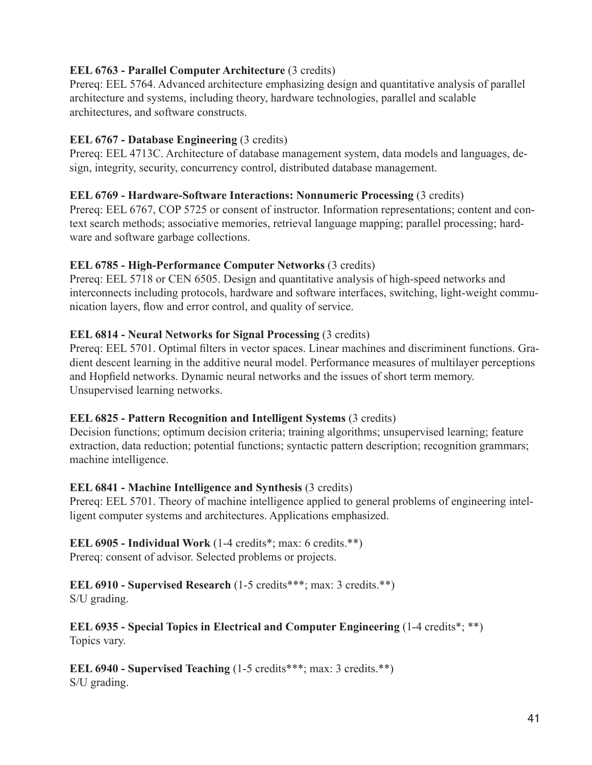**EEL 6763 - Parallel Computer Architecture** (3 credits)
Prereq: EEL 5764. Advanced architecture emphasizing design and quantitative analysis of parallel architecture and systems, including theory, hardware technologies, parallel and scalable architectures, and software constructs.

**EEL 6767 - Database Engineering** (3 credits)
Prereq: EEL 4713C. Architecture of database management system, data models and languages, design, integrity, security, concurrency control, distributed database management.

**EEL 6769 - Hardware-Software Interactions: Nonnumeric Processing** (3 credits)
Prereq: EEL 6767, COP 5725 or consent of instructor. Information representations; content and context search methods; associative memories, retrieval language mapping; parallel processing; hardware and software garbage collections.

**EEL 6785 - High-Performance Computer Networks** (3 credits)
Prereq: EEL 5718 or CEN 6505. Design and quantitative analysis of high-speed networks and interconnects including protocols, hardware and software interfaces, switching, light-weight communication layers, flow and error control, and quality of service.

**EEL 6814 - Neural Networks for Signal Processing** (3 credits)
Prereq: EEL 5701. Optimal filters in vector spaces. Linear machines and discriminent functions. Gradient descent learning in the additive neural model. Performance measures of multilayer perceptions and Hopfield networks. Dynamic neural networks and the issues of short term memory. Unsupervised learning networks.

**EEL 6825 - Pattern Recognition and Intelligent Systems** (3 credits)
Decision functions; optimum decision criteria; training algorithms; unsupervised learning; feature extraction, data reduction; potential functions; syntactic pattern description; recognition grammars; machine intelligence.

**EEL 6841 - Machine Intelligence and Synthesis** (3 credits)
Prereq: EEL 5701. Theory of machine intelligence applied to general problems of engineering intelligent computer systems and architectures. Applications emphasized.

**EEL 6905 - Individual Work** (1-4 credits*; max: 6 credits.**)
Prereq: consent of advisor. Selected problems or projects.

**EEL 6910 - Supervised Research** (1-5 credits***; max: 3 credits.**)
S/U grading.

**EEL 6935 - Special Topics in Electrical and Computer Engineering** (1-4 credits*; **)
Topics vary.

**EEL 6940 - Supervised Teaching** (1-5 credits***; max: 3 credits.**)
S/U grading.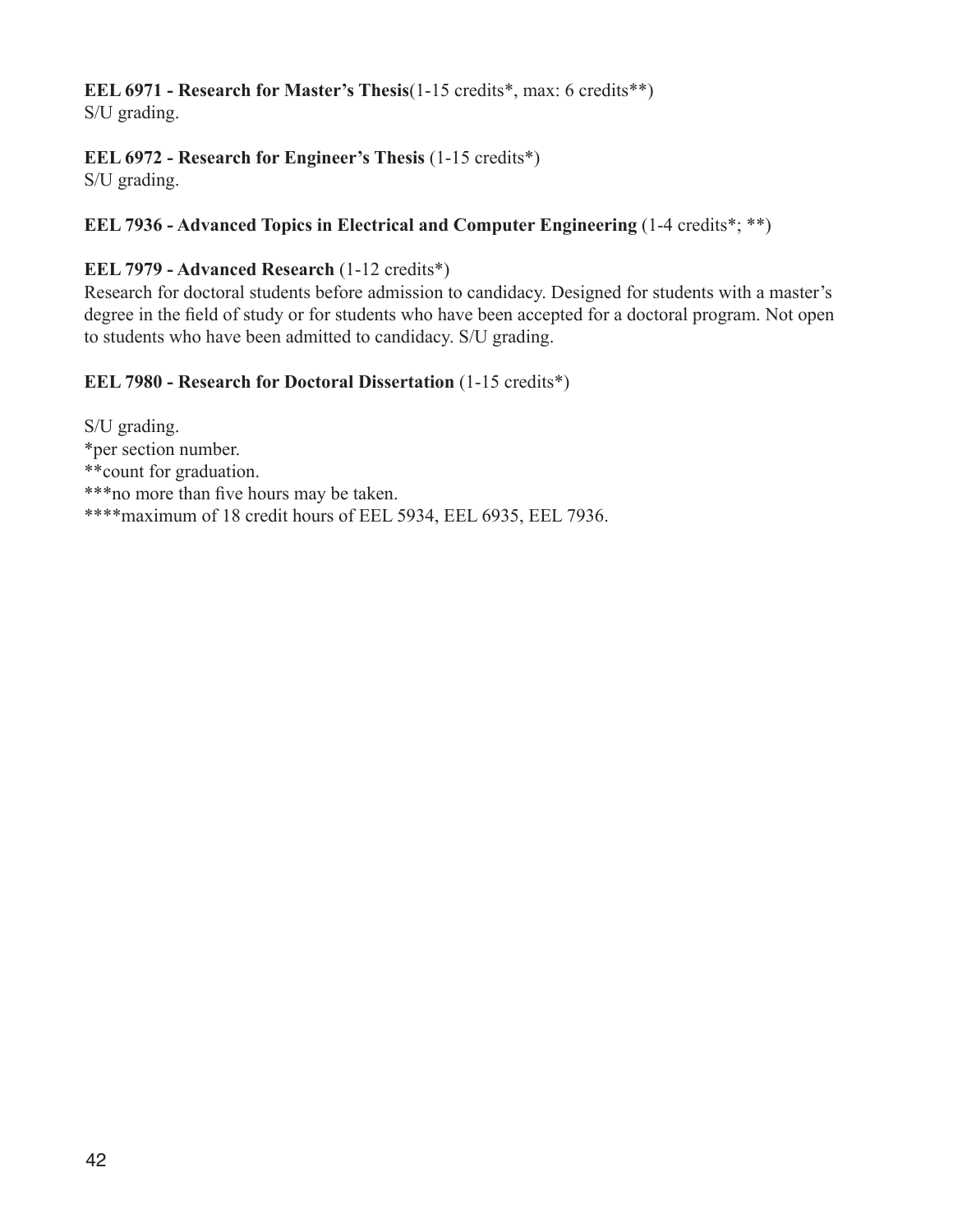**EEL 6971 - Research for Master's Thesis**(1-15 credits*, max: 6 credits**)
S/U grading.

**EEL 6972 - Research for Engineer's Thesis** (1-15 credits*)
S/U grading.

**EEL 7936 - Advanced Topics in Electrical and Computer Engineering** (1-4 credits*; **)

**EEL 7979 - Advanced Research** (1-12 credits*)
Research for doctoral students before admission to candidacy. Designed for students with a master's degree in the field of study or for students who have been accepted for a doctoral program. Not open to students who have been admitted to candidacy. S/U grading.

**EEL 7980 - Research for Doctoral Dissertation** (1-15 credits*)

S/U grading.
*per section number.
**count for graduation.
***no more than five hours may be taken.
****maximum of 18 credit hours of EEL 5934, EEL 6935, EEL 7936.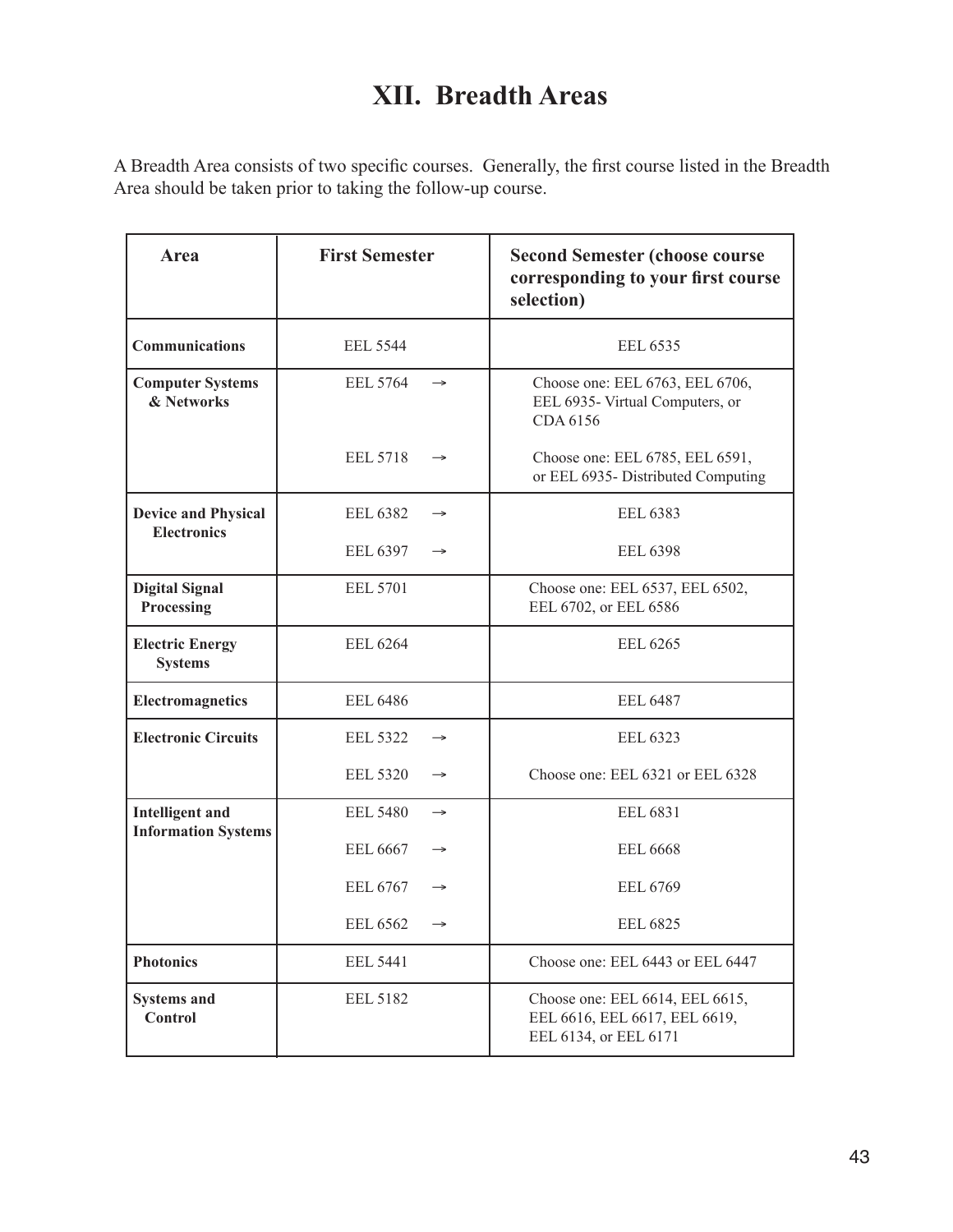# XII. Breadth Areas

A Breadth Area consists of two specific courses. Generally, the first course listed in the Breadth Area should be taken prior to taking the follow-up course.

| Area | First Semester | Second Semester (choose course corresponding to your first course selection) |
|---|---|---|
| **Communications** | EEL 5544 | EEL 6535 |
| **Computer Systems & Networks** | EEL 5764 → | Choose one: EEL 6763, EEL 6706, EEL 6935- Virtual Computers, or CDA 6156 |
| | EEL 5718 → | Choose one: EEL 6785, EEL 6591, or EEL 6935- Distributed Computing |
| **Device and Physical Electronics** | EEL 6382 → | EEL 6383 |
| | EEL 6397 → | EEL 6398 |
| **Digital Signal Processing** | EEL 5701 | Choose one: EEL 6537, EEL 6502, EEL 6702, or EEL 6586 |
| **Electric Energy Systems** | EEL 6264 | EEL 6265 |
| **Electromagnetics** | EEL 6486 | EEL 6487 |
| **Electronic Circuits** | EEL 5322 → | EEL 6323 |
| | EEL 5320 → | Choose one: EEL 6321 or EEL 6328 |
| **Intelligent and Information Systems** | EEL 5480 → | EEL 6831 |
| | EEL 6667 → | EEL 6668 |
| | EEL 6767 → | EEL 6769 |
| | EEL 6562 → | EEL 6825 |
| **Photonics** | EEL 5441 | Choose one: EEL 6443 or EEL 6447 |
| **Systems and Control** | EEL 5182 | Choose one: EEL 6614, EEL 6615, EEL 6616, EEL 6617, EEL 6619, EEL 6134, or EEL 6171 |